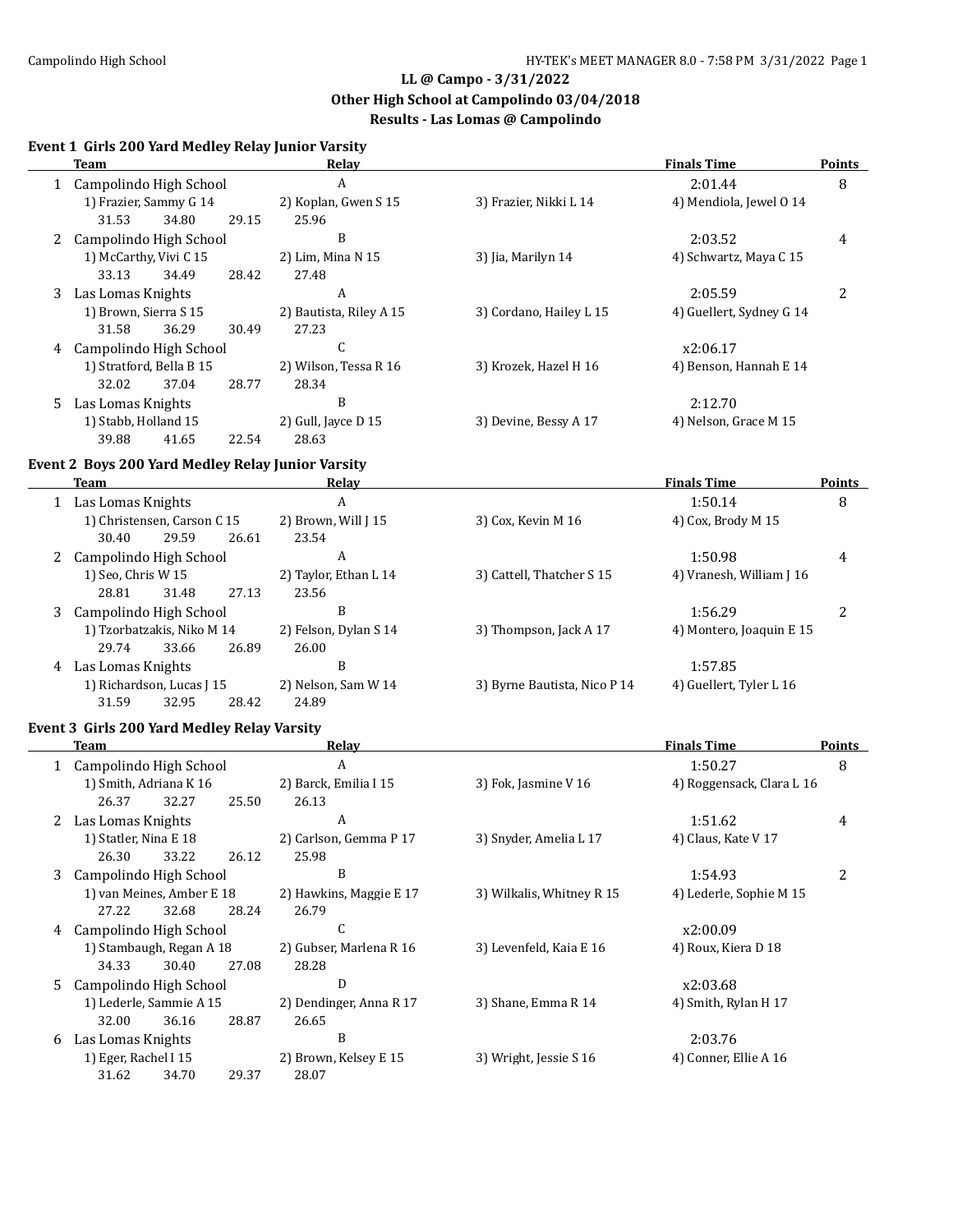# LL @ Campo - 3/31/2022

## Other High School at Campolindo 03/04/2018

## Results - Las Lomas @ Campolindo

### Event 1 Girls 200 Yard Medley Relay Junior Varsity

| | Team | Relay | | Finals Time | Points |
|---|---|---|---|---|---|
| 1 | Campolindo High School | A | | 2:01.44 | 8 |
| | 1) Frazier, Sammy G 14 | 2) Koplan, Gwen S 15 | 3) Frazier, Nikki L 14 | 4) Mendiola, Jewel O 14 | |
| | 31.53 34.80 29.15 | 25.96 | | | |
| 2 | Campolindo High School | B | | 2:03.52 | 4 |
| | 1) McCarthy, Vivi C 15 | 2) Lim, Mina N 15 | 3) Jia, Marilyn 14 | 4) Schwartz, Maya C 15 | |
| | 33.13 34.49 28.42 | 27.48 | | | |
| 3 | Las Lomas Knights | A | | 2:05.59 | 2 |
| | 1) Brown, Sierra S 15 | 2) Bautista, Riley A 15 | 3) Cordano, Hailey L 15 | 4) Guellert, Sydney G 14 | |
| | 31.58 36.29 30.49 | 27.23 | | | |
| 4 | Campolindo High School | C | | x2:06.17 | |
| | 1) Stratford, Bella B 15 | 2) Wilson, Tessa R 16 | 3) Krozek, Hazel H 16 | 4) Benson, Hannah E 14 | |
| | 32.02 37.04 28.77 | 28.34 | | | |
| 5 | Las Lomas Knights | B | | 2:12.70 | |
| | 1) Stabb, Holland 15 | 2) Gull, Jayce D 15 | 3) Devine, Bessy A 17 | 4) Nelson, Grace M 15 | |
| | 39.88 41.65 22.54 | 28.63 | | | |

### Event 2 Boys 200 Yard Medley Relay Junior Varsity

| | Team | Relay | | Finals Time | Points |
|---|---|---|---|---|---|
| 1 | Las Lomas Knights | A | | 1:50.14 | 8 |
| | 1) Christensen, Carson C 15 | 2) Brown, Will J 15 | 3) Cox, Kevin M 16 | 4) Cox, Brody M 15 | |
| | 30.40 29.59 26.61 | 23.54 | | | |
| 2 | Campolindo High School | A | | 1:50.98 | 4 |
| | 1) Seo, Chris W 15 | 2) Taylor, Ethan L 14 | 3) Cattell, Thatcher S 15 | 4) Vranesh, William J 16 | |
| | 28.81 31.48 27.13 | 23.56 | | | |
| 3 | Campolindo High School | B | | 1:56.29 | 2 |
| | 1) Tzorbatzakis, Niko M 14 | 2) Felson, Dylan S 14 | 3) Thompson, Jack A 17 | 4) Montero, Joaquin E 15 | |
| | 29.74 33.66 26.89 | 26.00 | | | |
| 4 | Las Lomas Knights | B | | 1:57.85 | |
| | 1) Richardson, Lucas J 15 | 2) Nelson, Sam W 14 | 3) Byrne Bautista, Nico P 14 | 4) Guellert, Tyler L 16 | |
| | 31.59 32.95 28.42 | 24.89 | | | |

### Event 3 Girls 200 Yard Medley Relay Varsity

| | Team | Relay | | Finals Time | Points |
|---|---|---|---|---|---|
| 1 | Campolindo High School | A | | 1:50.27 | 8 |
| | 1) Smith, Adriana K 16 | 2) Barck, Emilia I 15 | 3) Fok, Jasmine V 16 | 4) Roggensack, Clara L 16 | |
| | 26.37 32.27 25.50 | 26.13 | | | |
| 2 | Las Lomas Knights | A | | 1:51.62 | 4 |
| | 1) Statler, Nina E 18 | 2) Carlson, Gemma P 17 | 3) Snyder, Amelia L 17 | 4) Claus, Kate V 17 | |
| | 26.30 33.22 26.12 | 25.98 | | | |
| 3 | Campolindo High School | B | | 1:54.93 | 2 |
| | 1) van Meines, Amber E 18 | 2) Hawkins, Maggie E 17 | 3) Wilkalis, Whitney R 15 | 4) Lederle, Sophie M 15 | |
| | 27.22 32.68 28.24 | 26.79 | | | |
| 4 | Campolindo High School | C | | x2:00.09 | |
| | 1) Stambaugh, Regan A 18 | 2) Gubser, Marlena R 16 | 3) Levenfeld, Kaia E 16 | 4) Roux, Kiera D 18 | |
| | 34.33 30.40 27.08 | 28.28 | | | |
| 5 | Campolindo High School | D | | x2:03.68 | |
| | 1) Lederle, Sammie A 15 | 2) Dendinger, Anna R 17 | 3) Shane, Emma R 14 | 4) Smith, Rylan H 17 | |
| | 32.00 36.16 28.87 | 26.65 | | | |
| 6 | Las Lomas Knights | B | | 2:03.76 | |
| | 1) Eger, Rachel I 15 | 2) Brown, Kelsey E 15 | 3) Wright, Jessie S 16 | 4) Conner, Ellie A 16 | |
| | 31.62 34.70 29.37 | 28.07 | | | |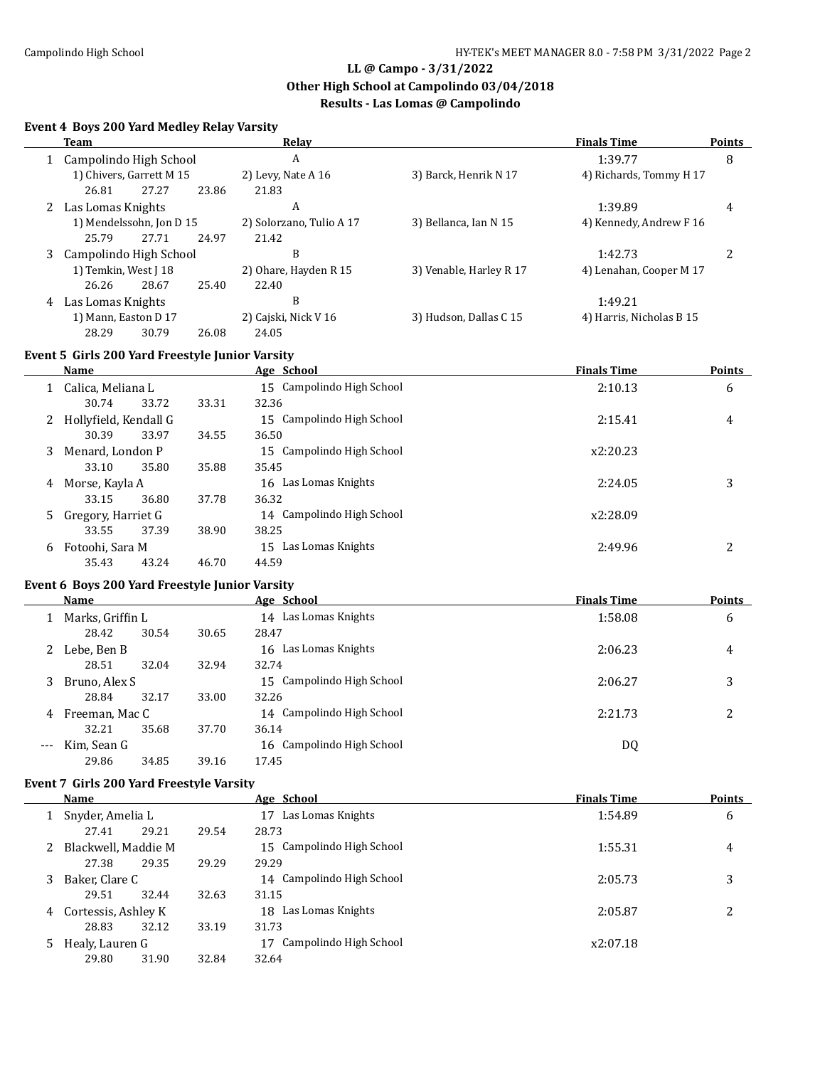# LL @ Campo - 3/31/2022
## Other High School at Campolindo 03/04/2018
## Results - Las Lomas @ Campolindo

### Event 4 Boys 200 Yard Medley Relay Varsity

| | Team | Relay | | Finals Time | Points |
|---|---|---|---|---|---|
| 1 | Campolindo High School | A | | 1:39.77 | 8 |
| | 1) Chivers, Garrett M 15 | 2) Levy, Nate A 16 | 3) Barck, Henrik N 17 | 4) Richards, Tommy H 17 | |
| | 26.81 27.27 23.86 | 21.83 | | | |
| 2 | Las Lomas Knights | A | | 1:39.89 | 4 |
| | 1) Mendelssohn, Jon D 15 | 2) Solorzano, Tulio A 17 | 3) Bellanca, Ian N 15 | 4) Kennedy, Andrew F 16 | |
| | 25.79 27.71 24.97 | 21.42 | | | |
| 3 | Campolindo High School | B | | 1:42.73 | 2 |
| | 1) Temkin, West J 18 | 2) Ohare, Hayden R 15 | 3) Venable, Harley R 17 | 4) Lenahan, Cooper M 17 | |
| | 26.26 28.67 25.40 | 22.40 | | | |
| 4 | Las Lomas Knights | B | | 1:49.21 | |
| | 1) Mann, Easton D 17 | 2) Cajski, Nick V 16 | 3) Hudson, Dallas C 15 | 4) Harris, Nicholas B 15 | |
| | 28.29 30.79 26.08 | 24.05 | | | |

### Event 5 Girls 200 Yard Freestyle Junior Varsity

| | Name | Age | School | Finals Time | Points |
|---|---|---|---|---|---|
| 1 | Calica, Meliana L | 15 | Campolindo High School | 2:10.13 | 6 |
| | 30.74 33.72 33.31 32.36 | | | | |
| 2 | Hollyfield, Kendall G | 15 | Campolindo High School | 2:15.41 | 4 |
| | 30.39 33.97 34.55 36.50 | | | | |
| 3 | Menard, London P | 15 | Campolindo High School | x2:20.23 | |
| | 33.10 35.80 35.88 35.45 | | | | |
| 4 | Morse, Kayla A | 16 | Las Lomas Knights | 2:24.05 | 3 |
| | 33.15 36.80 37.78 36.32 | | | | |
| 5 | Gregory, Harriet G | 14 | Campolindo High School | x2:28.09 | |
| | 33.55 37.39 38.90 38.25 | | | | |
| 6 | Fotoohi, Sara M | 15 | Las Lomas Knights | 2:49.96 | 2 |
| | 35.43 43.24 46.70 44.59 | | | | |

### Event 6 Boys 200 Yard Freestyle Junior Varsity

| | Name | Age | School | Finals Time | Points |
|---|---|---|---|---|---|
| 1 | Marks, Griffin L | 14 | Las Lomas Knights | 1:58.08 | 6 |
| | 28.42 30.54 30.65 28.47 | | | | |
| 2 | Lebe, Ben B | 16 | Las Lomas Knights | 2:06.23 | 4 |
| | 28.51 32.04 32.94 32.74 | | | | |
| 3 | Bruno, Alex S | 15 | Campolindo High School | 2:06.27 | 3 |
| | 28.84 32.17 33.00 32.26 | | | | |
| 4 | Freeman, Mac C | 14 | Campolindo High School | 2:21.73 | 2 |
| | 32.21 35.68 37.70 36.14 | | | | |
| --- | Kim, Sean G | 16 | Campolindo High School | DQ | |
| | 29.86 34.85 39.16 17.45 | | | | |

### Event 7 Girls 200 Yard Freestyle Varsity

| | Name | Age | School | Finals Time | Points |
|---|---|---|---|---|---|
| 1 | Snyder, Amelia L | 17 | Las Lomas Knights | 1:54.89 | 6 |
| | 27.41 29.21 29.54 28.73 | | | | |
| 2 | Blackwell, Maddie M | 15 | Campolindo High School | 1:55.31 | 4 |
| | 27.38 29.35 29.29 29.29 | | | | |
| 3 | Baker, Clare C | 14 | Campolindo High School | 2:05.73 | 3 |
| | 29.51 32.44 32.63 31.15 | | | | |
| 4 | Cortessis, Ashley K | 18 | Las Lomas Knights | 2:05.87 | 2 |
| | 28.83 32.12 33.19 31.73 | | | | |
| 5 | Healy, Lauren G | 17 | Campolindo High School | x2:07.18 | |
| | 29.80 31.90 32.84 32.64 | | | | |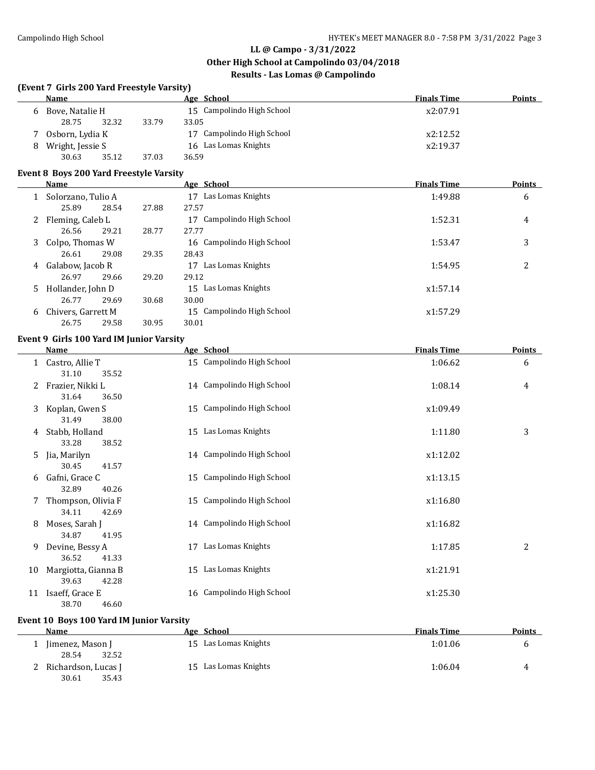LL @ Campo - 3/31/2022
Other High School at Campolindo 03/04/2018
Results - Las Lomas @ Campolindo

### (Event 7 Girls 200 Yard Freestyle Varsity)

| | Name | Age | School | Finals Time | Points |
|---|---|---|---|---|---|
| 6 | Bove, Natalie H | 15 | Campolindo High School | x2:07.91 | |
| | 28.75 32.32 33.79 33.05 | | | | |
| 7 | Osborn, Lydia K | 17 | Campolindo High School | x2:12.52 | |
| 8 | Wright, Jessie S | 16 | Las Lomas Knights | x2:19.37 | |
| | 30.63 35.12 37.03 36.59 | | | | |

### Event 8 Boys 200 Yard Freestyle Varsity

| | Name | Age | School | Finals Time | Points |
|---|---|---|---|---|---|
| 1 | Solorzano, Tulio A | 17 | Las Lomas Knights | 1:49.88 | 6 |
| | 25.89 28.54 27.88 27.57 | | | | |
| 2 | Fleming, Caleb L | 17 | Campolindo High School | 1:52.31 | 4 |
| | 26.56 29.21 28.77 27.77 | | | | |
| 3 | Colpo, Thomas W | 16 | Campolindo High School | 1:53.47 | 3 |
| | 26.61 29.08 29.35 28.43 | | | | |
| 4 | Galabow, Jacob R | 17 | Las Lomas Knights | 1:54.95 | 2 |
| | 26.97 29.66 29.20 29.12 | | | | |
| 5 | Hollander, John D | 15 | Las Lomas Knights | x1:57.14 | |
| | 26.77 29.69 30.68 30.00 | | | | |
| 6 | Chivers, Garrett M | 15 | Campolindo High School | x1:57.29 | |
| | 26.75 29.58 30.95 30.01 | | | | |

### Event 9 Girls 100 Yard IM Junior Varsity

| | Name | Age | School | Finals Time | Points |
|---|---|---|---|---|---|
| 1 | Castro, Allie T | 15 | Campolindo High School | 1:06.62 | 6 |
| | 31.10 35.52 | | | | |
| 2 | Frazier, Nikki L | 14 | Campolindo High School | 1:08.14 | 4 |
| | 31.64 36.50 | | | | |
| 3 | Koplan, Gwen S | 15 | Campolindo High School | x1:09.49 | |
| | 31.49 38.00 | | | | |
| 4 | Stabb, Holland | 15 | Las Lomas Knights | 1:11.80 | 3 |
| | 33.28 38.52 | | | | |
| 5 | Jia, Marilyn | 14 | Campolindo High School | x1:12.02 | |
| | 30.45 41.57 | | | | |
| 6 | Gafni, Grace C | 15 | Campolindo High School | x1:13.15 | |
| | 32.89 40.26 | | | | |
| 7 | Thompson, Olivia F | 15 | Campolindo High School | x1:16.80 | |
| | 34.11 42.69 | | | | |
| 8 | Moses, Sarah J | 14 | Campolindo High School | x1:16.82 | |
| | 34.87 41.95 | | | | |
| 9 | Devine, Bessy A | 17 | Las Lomas Knights | 1:17.85 | 2 |
| | 36.52 41.33 | | | | |
| 10 | Margiotta, Gianna B | 15 | Las Lomas Knights | x1:21.91 | |
| | 39.63 42.28 | | | | |
| 11 | Isaeff, Grace E | 16 | Campolindo High School | x1:25.30 | |
| | 38.70 46.60 | | | | |

### Event 10 Boys 100 Yard IM Junior Varsity

| | Name | Age | School | Finals Time | Points |
|---|---|---|---|---|---|
| 1 | Jimenez, Mason J | 15 | Las Lomas Knights | 1:01.06 | 6 |
| | 28.54 32.52 | | | | |
| 2 | Richardson, Lucas J | 15 | Las Lomas Knights | 1:06.04 | 4 |
| | 30.61 35.43 | | | | |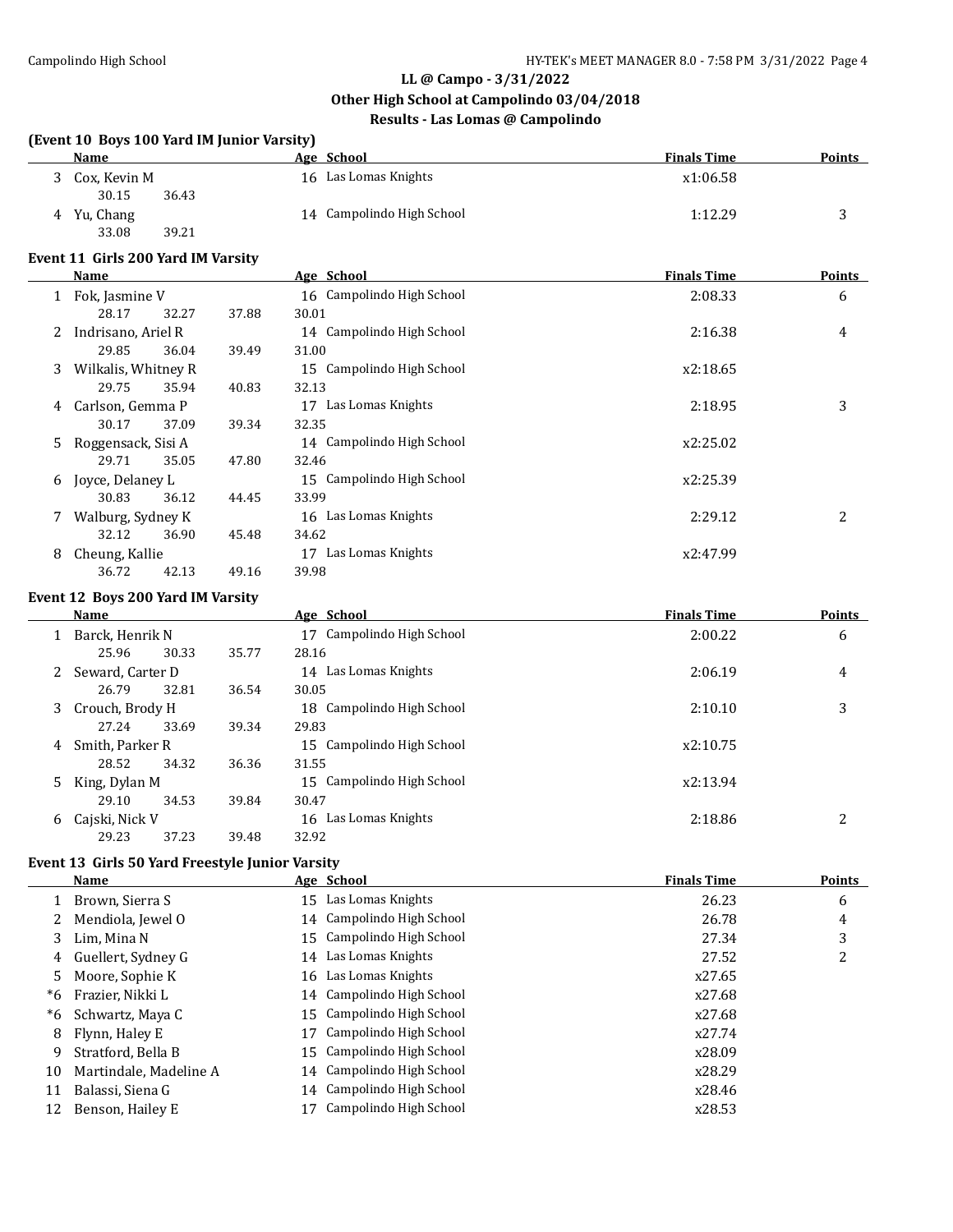## LL @ Campo - 3/31/2022

### Other High School at Campolindo 03/04/2018

### Results - Las Lomas @ Campolindo

**(Event 10 Boys 100 Yard IM Junior Varsity)**

| | Name | Age | School | Finals Time | Points |
|---|---|---|---|---|---|
| 3 | Cox, Kevin M | 16 | Las Lomas Knights | x1:06.58 | |
| | 30.15 36.43 | | | | |
| 4 | Yu, Chang | 14 | Campolindo High School | 1:12.29 | 3 |
| | 33.08 39.21 | | | | |

**Event 11 Girls 200 Yard IM Varsity**

| | Name | Age | School | Finals Time | Points |
|---|---|---|---|---|---|
| 1 | Fok, Jasmine V | 16 | Campolindo High School | 2:08.33 | 6 |
| | 28.17 32.27 37.88 30.01 | | | | |
| 2 | Indrisano, Ariel R | 14 | Campolindo High School | 2:16.38 | 4 |
| | 29.85 36.04 39.49 31.00 | | | | |
| 3 | Wilkalis, Whitney R | 15 | Campolindo High School | x2:18.65 | |
| | 29.75 35.94 40.83 32.13 | | | | |
| 4 | Carlson, Gemma P | 17 | Las Lomas Knights | 2:18.95 | 3 |
| | 30.17 37.09 39.34 32.35 | | | | |
| 5 | Roggensack, Sisi A | 14 | Campolindo High School | x2:25.02 | |
| | 29.71 35.05 47.80 32.46 | | | | |
| 6 | Joyce, Delaney L | 15 | Campolindo High School | x2:25.39 | |
| | 30.83 36.12 44.45 33.99 | | | | |
| 7 | Walburg, Sydney K | 16 | Las Lomas Knights | 2:29.12 | 2 |
| | 32.12 36.90 45.48 34.62 | | | | |
| 8 | Cheung, Kallie | 17 | Las Lomas Knights | x2:47.99 | |
| | 36.72 42.13 49.16 39.98 | | | | |

**Event 12 Boys 200 Yard IM Varsity**

| | Name | Age | School | Finals Time | Points |
|---|---|---|---|---|---|
| 1 | Barck, Henrik N | 17 | Campolindo High School | 2:00.22 | 6 |
| | 25.96 30.33 35.77 28.16 | | | | |
| 2 | Seward, Carter D | 14 | Las Lomas Knights | 2:06.19 | 4 |
| | 26.79 32.81 36.54 30.05 | | | | |
| 3 | Crouch, Brody H | 18 | Campolindo High School | 2:10.10 | 3 |
| | 27.24 33.69 39.34 29.83 | | | | |
| 4 | Smith, Parker R | 15 | Campolindo High School | x2:10.75 | |
| | 28.52 34.32 36.36 31.55 | | | | |
| 5 | King, Dylan M | 15 | Campolindo High School | x2:13.94 | |
| | 29.10 34.53 39.84 30.47 | | | | |
| 6 | Cajski, Nick V | 16 | Las Lomas Knights | 2:18.86 | 2 |
| | 29.23 37.23 39.48 32.92 | | | | |

**Event 13 Girls 50 Yard Freestyle Junior Varsity**

| | Name | Age | School | Finals Time | Points |
|---|---|---|---|---|---|
| 1 | Brown, Sierra S | 15 | Las Lomas Knights | 26.23 | 6 |
| 2 | Mendiola, Jewel O | 14 | Campolindo High School | 26.78 | 4 |
| 3 | Lim, Mina N | 15 | Campolindo High School | 27.34 | 3 |
| 4 | Guellert, Sydney G | 14 | Las Lomas Knights | 27.52 | 2 |
| 5 | Moore, Sophie K | 16 | Las Lomas Knights | x27.65 | |
| *6 | Frazier, Nikki L | 14 | Campolindo High School | x27.68 | |
| *6 | Schwartz, Maya C | 15 | Campolindo High School | x27.68 | |
| 8 | Flynn, Haley E | 17 | Campolindo High School | x27.74 | |
| 9 | Stratford, Bella B | 15 | Campolindo High School | x28.09 | |
| 10 | Martindale, Madeline A | 14 | Campolindo High School | x28.29 | |
| 11 | Balassi, Siena G | 14 | Campolindo High School | x28.46 | |
| 12 | Benson, Hailey E | 17 | Campolindo High School | x28.53 | |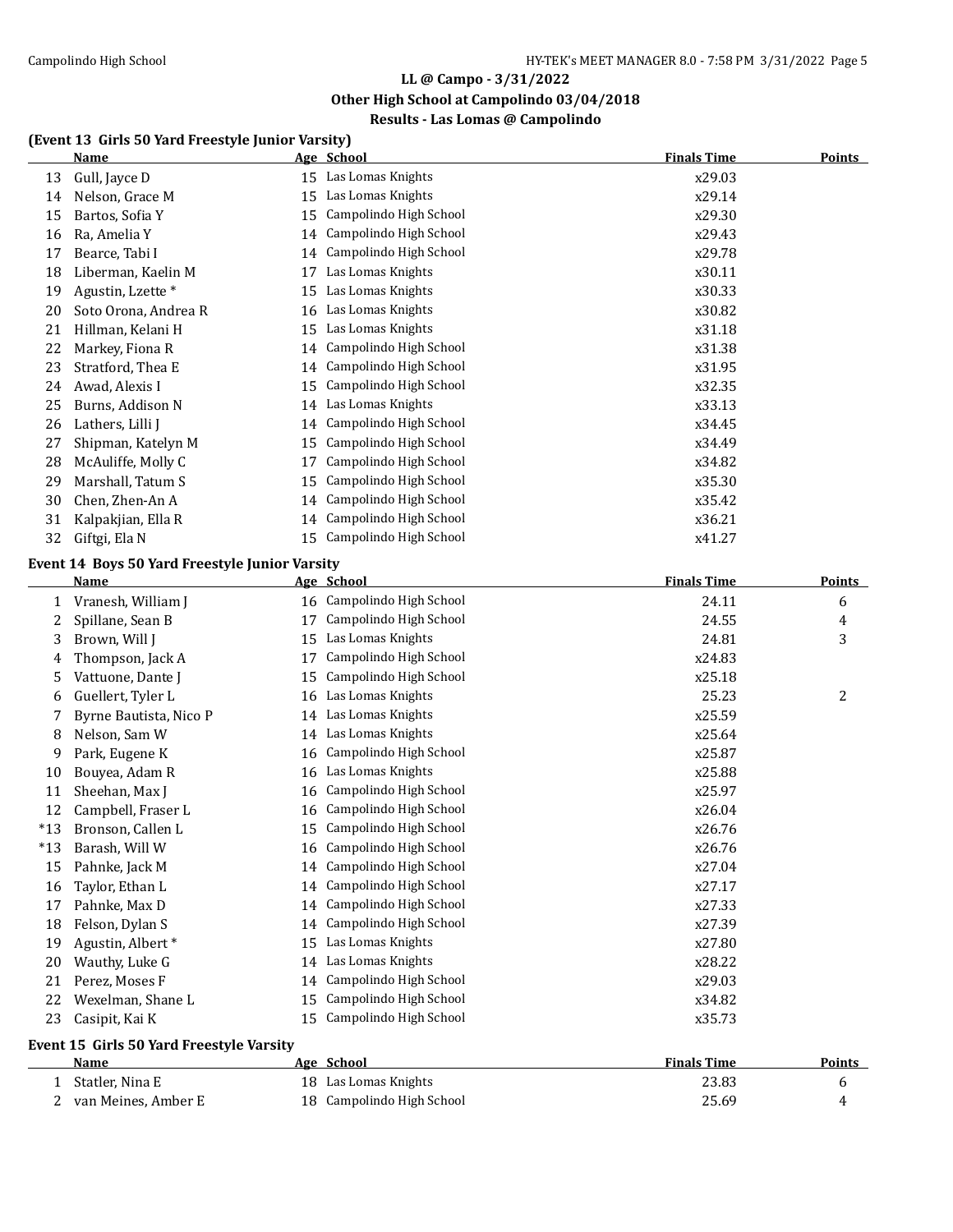## LL @ Campo - 3/31/2022

### Other High School at Campolindo 03/04/2018

### Results - Las Lomas @ Campolindo

#### (Event 13 Girls 50 Yard Freestyle Junior Varsity)

| | Name | Age | School | Finals Time | Points |
|---|---|---|---|---|---|
| 13 | Gull, Jayce D | 15 | Las Lomas Knights | x29.03 | |
| 14 | Nelson, Grace M | 15 | Las Lomas Knights | x29.14 | |
| 15 | Bartos, Sofia Y | 15 | Campolindo High School | x29.30 | |
| 16 | Ra, Amelia Y | 14 | Campolindo High School | x29.43 | |
| 17 | Bearce, Tabi I | 14 | Campolindo High School | x29.78 | |
| 18 | Liberman, Kaelin M | 17 | Las Lomas Knights | x30.11 | |
| 19 | Agustin, Lzette * | 15 | Las Lomas Knights | x30.33 | |
| 20 | Soto Orona, Andrea R | 16 | Las Lomas Knights | x30.82 | |
| 21 | Hillman, Kelani H | 15 | Las Lomas Knights | x31.18 | |
| 22 | Markey, Fiona R | 14 | Campolindo High School | x31.38 | |
| 23 | Stratford, Thea E | 14 | Campolindo High School | x31.95 | |
| 24 | Awad, Alexis I | 15 | Campolindo High School | x32.35 | |
| 25 | Burns, Addison N | 14 | Las Lomas Knights | x33.13 | |
| 26 | Lathers, Lilli J | 14 | Campolindo High School | x34.45 | |
| 27 | Shipman, Katelyn M | 15 | Campolindo High School | x34.49 | |
| 28 | McAuliffe, Molly C | 17 | Campolindo High School | x34.82 | |
| 29 | Marshall, Tatum S | 15 | Campolindo High School | x35.30 | |
| 30 | Chen, Zhen-An A | 14 | Campolindo High School | x35.42 | |
| 31 | Kalpakjian, Ella R | 14 | Campolindo High School | x36.21 | |
| 32 | Giftgi, Ela N | 15 | Campolindo High School | x41.27 | |

#### Event 14 Boys 50 Yard Freestyle Junior Varsity

| | Name | Age | School | Finals Time | Points |
|---|---|---|---|---|---|
| 1 | Vranesh, William J | 16 | Campolindo High School | 24.11 | 6 |
| 2 | Spillane, Sean B | 17 | Campolindo High School | 24.55 | 4 |
| 3 | Brown, Will J | 15 | Las Lomas Knights | 24.81 | 3 |
| 4 | Thompson, Jack A | 17 | Campolindo High School | x24.83 | |
| 5 | Vattuone, Dante J | 15 | Campolindo High School | x25.18 | |
| 6 | Guellert, Tyler L | 16 | Las Lomas Knights | 25.23 | 2 |
| 7 | Byrne Bautista, Nico P | 14 | Las Lomas Knights | x25.59 | |
| 8 | Nelson, Sam W | 14 | Las Lomas Knights | x25.64 | |
| 9 | Park, Eugene K | 16 | Campolindo High School | x25.87 | |
| 10 | Bouyea, Adam R | 16 | Las Lomas Knights | x25.88 | |
| 11 | Sheehan, Max J | 16 | Campolindo High School | x25.97 | |
| 12 | Campbell, Fraser L | 16 | Campolindo High School | x26.04 | |
| *13 | Bronson, Callen L | 15 | Campolindo High School | x26.76 | |
| *13 | Barash, Will W | 16 | Campolindo High School | x26.76 | |
| 15 | Pahnke, Jack M | 14 | Campolindo High School | x27.04 | |
| 16 | Taylor, Ethan L | 14 | Campolindo High School | x27.17 | |
| 17 | Pahnke, Max D | 14 | Campolindo High School | x27.33 | |
| 18 | Felson, Dylan S | 14 | Campolindo High School | x27.39 | |
| 19 | Agustin, Albert * | 15 | Las Lomas Knights | x27.80 | |
| 20 | Wauthy, Luke G | 14 | Las Lomas Knights | x28.22 | |
| 21 | Perez, Moses F | 14 | Campolindo High School | x29.03 | |
| 22 | Wexelman, Shane L | 15 | Campolindo High School | x34.82 | |
| 23 | Casipit, Kai K | 15 | Campolindo High School | x35.73 | |

#### Event 15 Girls 50 Yard Freestyle Varsity

| | Name | Age | School | Finals Time | Points |
|---|---|---|---|---|---|
| 1 | Statler, Nina E | 18 | Las Lomas Knights | 23.83 | 6 |
| 2 | van Meines, Amber E | 18 | Campolindo High School | 25.69 | 4 |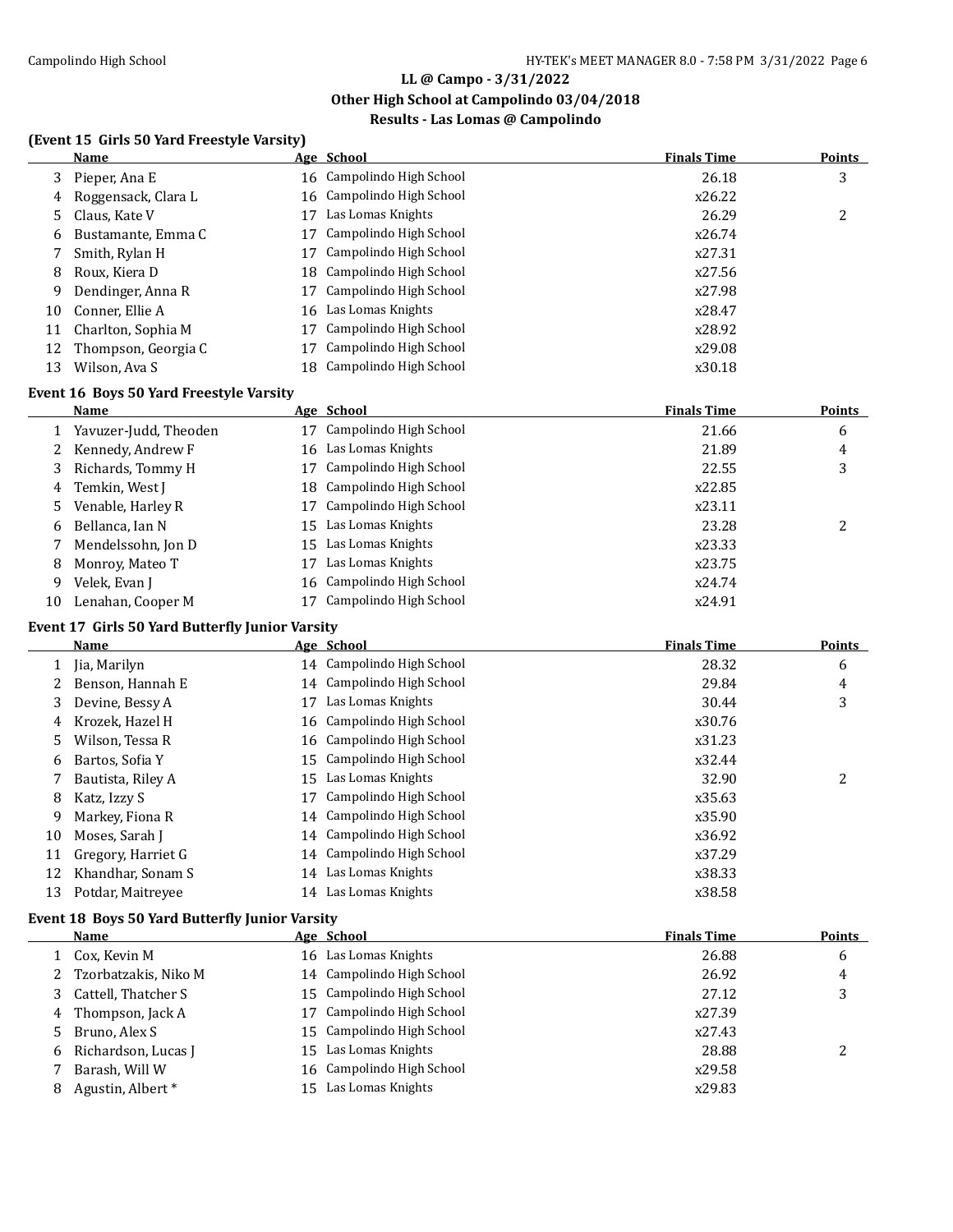## LL @ Campo - 3/31/2022
## Other High School at Campolindo 03/04/2018
## Results - Las Lomas @ Campolindo

### (Event 15 Girls 50 Yard Freestyle Varsity)

| | Name | Age | School | Finals Time | Points |
|---|---|---|---|---|---|
| 3 | Pieper, Ana E | 16 | Campolindo High School | 26.18 | 3 |
| 4 | Roggensack, Clara L | 16 | Campolindo High School | x26.22 | |
| 5 | Claus, Kate V | 17 | Las Lomas Knights | 26.29 | 2 |
| 6 | Bustamante, Emma C | 17 | Campolindo High School | x26.74 | |
| 7 | Smith, Rylan H | 17 | Campolindo High School | x27.31 | |
| 8 | Roux, Kiera D | 18 | Campolindo High School | x27.56 | |
| 9 | Dendinger, Anna R | 17 | Campolindo High School | x27.98 | |
| 10 | Conner, Ellie A | 16 | Las Lomas Knights | x28.47 | |
| 11 | Charlton, Sophia M | 17 | Campolindo High School | x28.92 | |
| 12 | Thompson, Georgia C | 17 | Campolindo High School | x29.08 | |
| 13 | Wilson, Ava S | 18 | Campolindo High School | x30.18 | |

### Event 16 Boys 50 Yard Freestyle Varsity

| | Name | Age | School | Finals Time | Points |
|---|---|---|---|---|---|
| 1 | Yavuzer-Judd, Theoden | 17 | Campolindo High School | 21.66 | 6 |
| 2 | Kennedy, Andrew F | 16 | Las Lomas Knights | 21.89 | 4 |
| 3 | Richards, Tommy H | 17 | Campolindo High School | 22.55 | 3 |
| 4 | Temkin, West J | 18 | Campolindo High School | x22.85 | |
| 5 | Venable, Harley R | 17 | Campolindo High School | x23.11 | |
| 6 | Bellanca, Ian N | 15 | Las Lomas Knights | 23.28 | 2 |
| 7 | Mendelssohn, Jon D | 15 | Las Lomas Knights | x23.33 | |
| 8 | Monroy, Mateo T | 17 | Las Lomas Knights | x23.75 | |
| 9 | Velek, Evan J | 16 | Campolindo High School | x24.74 | |
| 10 | Lenahan, Cooper M | 17 | Campolindo High School | x24.91 | |

### Event 17 Girls 50 Yard Butterfly Junior Varsity

| | Name | Age | School | Finals Time | Points |
|---|---|---|---|---|---|
| 1 | Jia, Marilyn | 14 | Campolindo High School | 28.32 | 6 |
| 2 | Benson, Hannah E | 14 | Campolindo High School | 29.84 | 4 |
| 3 | Devine, Bessy A | 17 | Las Lomas Knights | 30.44 | 3 |
| 4 | Krozek, Hazel H | 16 | Campolindo High School | x30.76 | |
| 5 | Wilson, Tessa R | 16 | Campolindo High School | x31.23 | |
| 6 | Bartos, Sofia Y | 15 | Campolindo High School | x32.44 | |
| 7 | Bautista, Riley A | 15 | Las Lomas Knights | 32.90 | 2 |
| 8 | Katz, Izzy S | 17 | Campolindo High School | x35.63 | |
| 9 | Markey, Fiona R | 14 | Campolindo High School | x35.90 | |
| 10 | Moses, Sarah J | 14 | Campolindo High School | x36.92 | |
| 11 | Gregory, Harriet G | 14 | Campolindo High School | x37.29 | |
| 12 | Khandhar, Sonam S | 14 | Las Lomas Knights | x38.33 | |
| 13 | Potdar, Maitreyee | 14 | Las Lomas Knights | x38.58 | |

### Event 18 Boys 50 Yard Butterfly Junior Varsity

| | Name | Age | School | Finals Time | Points |
|---|---|---|---|---|---|
| 1 | Cox, Kevin M | 16 | Las Lomas Knights | 26.88 | 6 |
| 2 | Tzorbatzakis, Niko M | 14 | Campolindo High School | 26.92 | 4 |
| 3 | Cattell, Thatcher S | 15 | Campolindo High School | 27.12 | 3 |
| 4 | Thompson, Jack A | 17 | Campolindo High School | x27.39 | |
| 5 | Bruno, Alex S | 15 | Campolindo High School | x27.43 | |
| 6 | Richardson, Lucas J | 15 | Las Lomas Knights | 28.88 | 2 |
| 7 | Barash, Will W | 16 | Campolindo High School | x29.58 | |
| 8 | Agustin, Albert * | 15 | Las Lomas Knights | x29.83 | |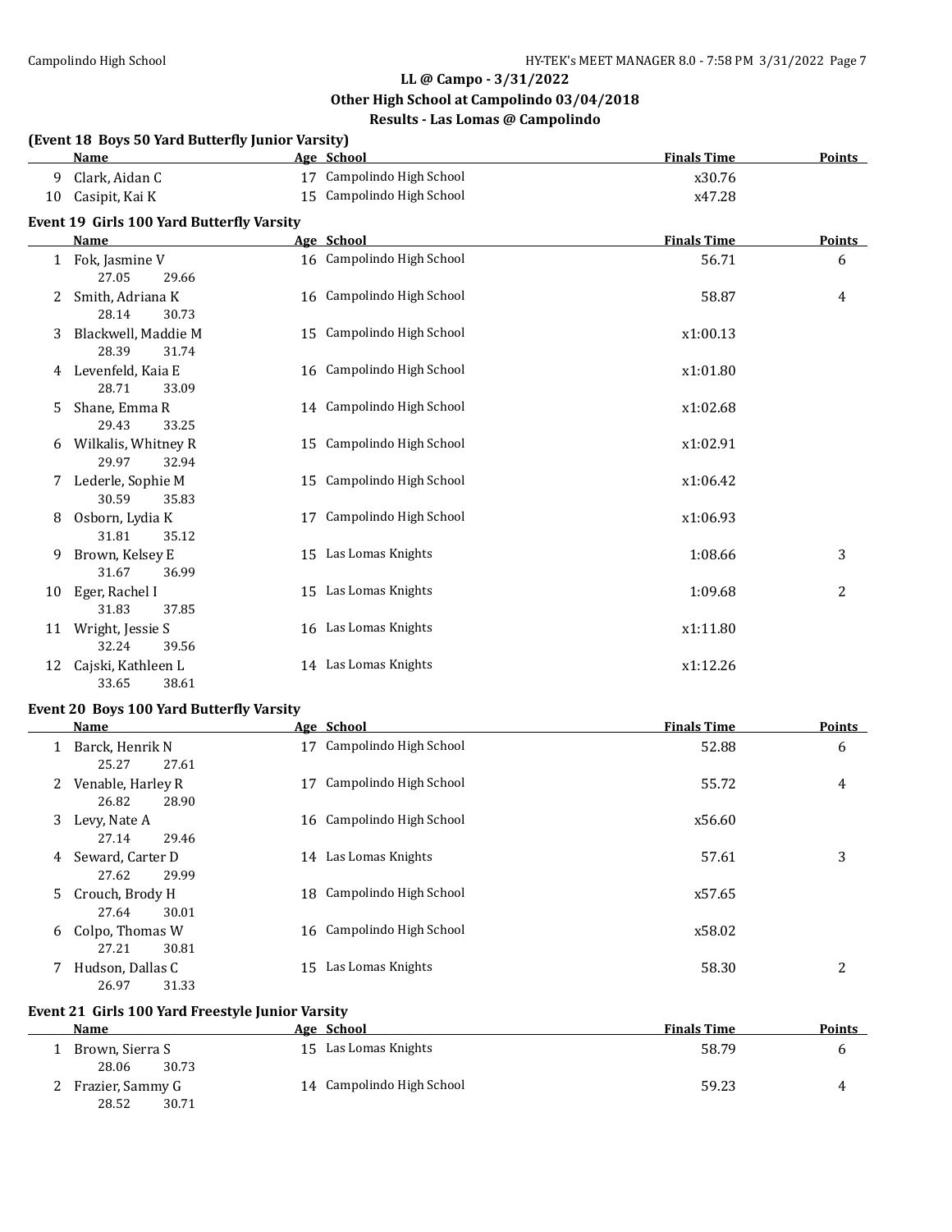## LL @ Campo - 3/31/2022
## Other High School at Campolindo 03/04/2018
## Results - Las Lomas @ Campolindo

### (Event 18 Boys 50 Yard Butterfly Junior Varsity)

| | Name | Age | School | Finals Time | Points |
|---|---|---|---|---|---|
| 9 | Clark, Aidan C | 17 | Campolindo High School | x30.76 | |
| 10 | Casipit, Kai K | 15 | Campolindo High School | x47.28 | |

### Event 19 Girls 100 Yard Butterfly Varsity

| | Name | Age | School | Finals Time | Points |
|---|---|---|---|---|---|
| 1 | Fok, Jasmine V | 16 | Campolindo High School | 56.71 | 6 |
| | 27.05 29.66 | | | | |
| 2 | Smith, Adriana K | 16 | Campolindo High School | 58.87 | 4 |
| | 28.14 30.73 | | | | |
| 3 | Blackwell, Maddie M | 15 | Campolindo High School | x1:00.13 | |
| | 28.39 31.74 | | | | |
| 4 | Levenfeld, Kaia E | 16 | Campolindo High School | x1:01.80 | |
| | 28.71 33.09 | | | | |
| 5 | Shane, Emma R | 14 | Campolindo High School | x1:02.68 | |
| | 29.43 33.25 | | | | |
| 6 | Wilkalis, Whitney R | 15 | Campolindo High School | x1:02.91 | |
| | 29.97 32.94 | | | | |
| 7 | Lederle, Sophie M | 15 | Campolindo High School | x1:06.42 | |
| | 30.59 35.83 | | | | |
| 8 | Osborn, Lydia K | 17 | Campolindo High School | x1:06.93 | |
| | 31.81 35.12 | | | | |
| 9 | Brown, Kelsey E | 15 | Las Lomas Knights | 1:08.66 | 3 |
| | 31.67 36.99 | | | | |
| 10 | Eger, Rachel I | 15 | Las Lomas Knights | 1:09.68 | 2 |
| | 31.83 37.85 | | | | |
| 11 | Wright, Jessie S | 16 | Las Lomas Knights | x1:11.80 | |
| | 32.24 39.56 | | | | |
| 12 | Cajski, Kathleen L | 14 | Las Lomas Knights | x1:12.26 | |
| | 33.65 38.61 | | | | |

### Event 20 Boys 100 Yard Butterfly Varsity

| | Name | Age | School | Finals Time | Points |
|---|---|---|---|---|---|
| 1 | Barck, Henrik N | 17 | Campolindo High School | 52.88 | 6 |
| | 25.27 27.61 | | | | |
| 2 | Venable, Harley R | 17 | Campolindo High School | 55.72 | 4 |
| | 26.82 28.90 | | | | |
| 3 | Levy, Nate A | 16 | Campolindo High School | x56.60 | |
| | 27.14 29.46 | | | | |
| 4 | Seward, Carter D | 14 | Las Lomas Knights | 57.61 | 3 |
| | 27.62 29.99 | | | | |
| 5 | Crouch, Brody H | 18 | Campolindo High School | x57.65 | |
| | 27.64 30.01 | | | | |
| 6 | Colpo, Thomas W | 16 | Campolindo High School | x58.02 | |
| | 27.21 30.81 | | | | |
| 7 | Hudson, Dallas C | 15 | Las Lomas Knights | 58.30 | 2 |
| | 26.97 31.33 | | | | |

### Event 21 Girls 100 Yard Freestyle Junior Varsity

| | Name | Age | School | Finals Time | Points |
|---|---|---|---|---|---|
| 1 | Brown, Sierra S | 15 | Las Lomas Knights | 58.79 | 6 |
| | 28.06 30.73 | | | | |
| 2 | Frazier, Sammy G | 14 | Campolindo High School | 59.23 | 4 |
| | 28.52 30.71 | | | | |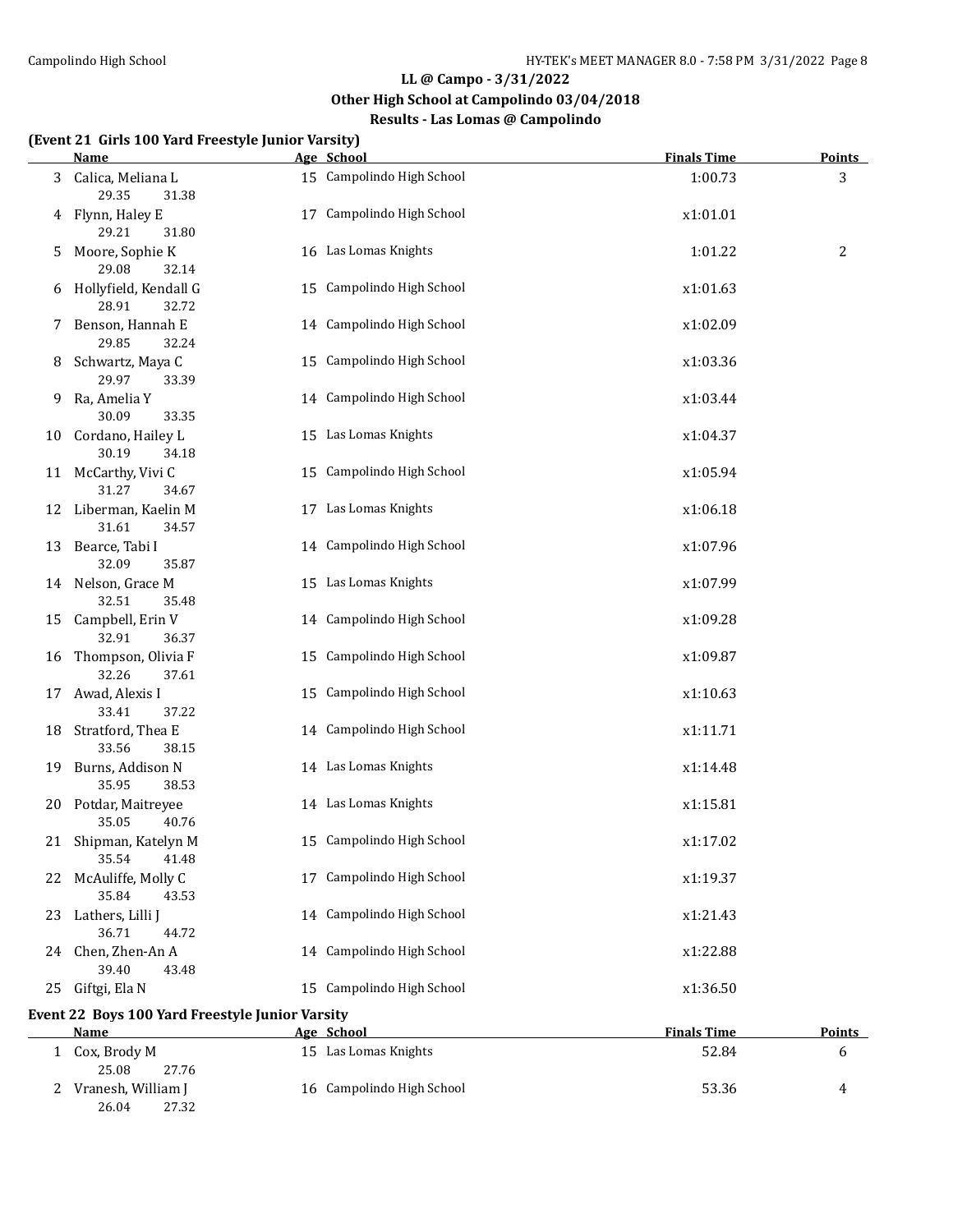## LL @ Campo - 3/31/2022

### Other High School at Campolindo 03/04/2018

### Results - Las Lomas @ Campolindo

#### (Event 21 Girls 100 Yard Freestyle Junior Varsity)

| | Name | Age | School | Finals Time | Points |
|---|---|---|---|---|---|
| 3 | Calica, Meliana L | 15 | Campolindo High School | 1:00.73 | 3 |
| | 29.35 31.38 | | | | |
| 4 | Flynn, Haley E | 17 | Campolindo High School | x1:01.01 | |
| | 29.21 31.80 | | | | |
| 5 | Moore, Sophie K | 16 | Las Lomas Knights | 1:01.22 | 2 |
| | 29.08 32.14 | | | | |
| 6 | Hollyfield, Kendall G | 15 | Campolindo High School | x1:01.63 | |
| | 28.91 32.72 | | | | |
| 7 | Benson, Hannah E | 14 | Campolindo High School | x1:02.09 | |
| | 29.85 32.24 | | | | |
| 8 | Schwartz, Maya C | 15 | Campolindo High School | x1:03.36 | |
| | 29.97 33.39 | | | | |
| 9 | Ra, Amelia Y | 14 | Campolindo High School | x1:03.44 | |
| | 30.09 33.35 | | | | |
| 10 | Cordano, Hailey L | 15 | Las Lomas Knights | x1:04.37 | |
| | 30.19 34.18 | | | | |
| 11 | McCarthy, Vivi C | 15 | Campolindo High School | x1:05.94 | |
| | 31.27 34.67 | | | | |
| 12 | Liberman, Kaelin M | 17 | Las Lomas Knights | x1:06.18 | |
| | 31.61 34.57 | | | | |
| 13 | Bearce, Tabi I | 14 | Campolindo High School | x1:07.96 | |
| | 32.09 35.87 | | | | |
| 14 | Nelson, Grace M | 15 | Las Lomas Knights | x1:07.99 | |
| | 32.51 35.48 | | | | |
| 15 | Campbell, Erin V | 14 | Campolindo High School | x1:09.28 | |
| | 32.91 36.37 | | | | |
| 16 | Thompson, Olivia F | 15 | Campolindo High School | x1:09.87 | |
| | 32.26 37.61 | | | | |
| 17 | Awad, Alexis I | 15 | Campolindo High School | x1:10.63 | |
| | 33.41 37.22 | | | | |
| 18 | Stratford, Thea E | 14 | Campolindo High School | x1:11.71 | |
| | 33.56 38.15 | | | | |
| 19 | Burns, Addison N | 14 | Las Lomas Knights | x1:14.48 | |
| | 35.95 38.53 | | | | |
| 20 | Potdar, Maitreyee | 14 | Las Lomas Knights | x1:15.81 | |
| | 35.05 40.76 | | | | |
| 21 | Shipman, Katelyn M | 15 | Campolindo High School | x1:17.02 | |
| | 35.54 41.48 | | | | |
| 22 | McAuliffe, Molly C | 17 | Campolindo High School | x1:19.37 | |
| | 35.84 43.53 | | | | |
| 23 | Lathers, Lilli J | 14 | Campolindo High School | x1:21.43 | |
| | 36.71 44.72 | | | | |
| 24 | Chen, Zhen-An A | 14 | Campolindo High School | x1:22.88 | |
| | 39.40 43.48 | | | | |
| 25 | Giftgi, Ela N | 15 | Campolindo High School | x1:36.50 | |

#### Event 22 Boys 100 Yard Freestyle Junior Varsity

| | Name | Age | School | Finals Time | Points |
|---|---|---|---|---|---|
| 1 | Cox, Brody M | 15 | Las Lomas Knights | 52.84 | 6 |
| | 25.08 27.76 | | | | |
| 2 | Vranesh, William J | 16 | Campolindo High School | 53.36 | 4 |
| | 26.04 27.32 | | | | |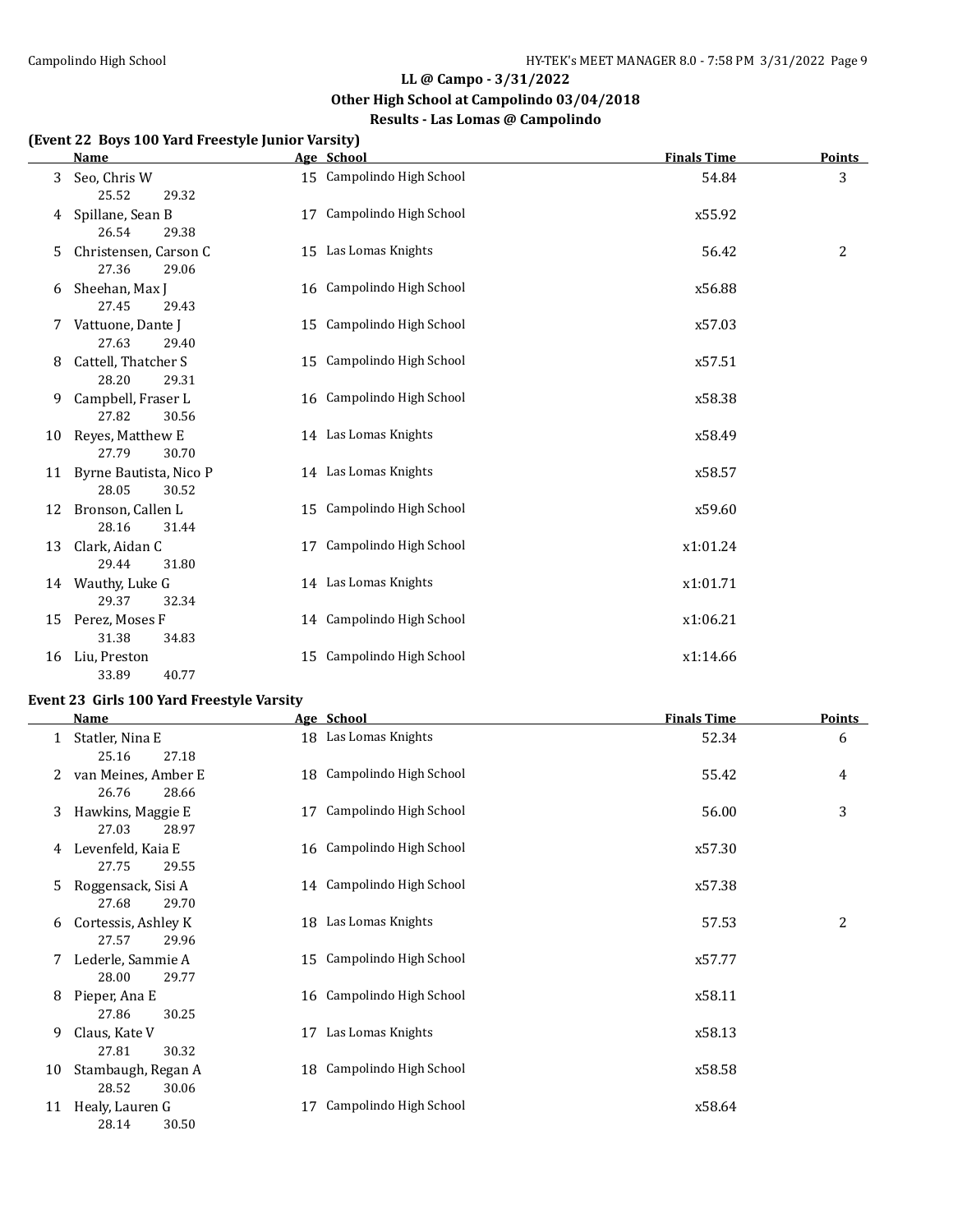## LL @ Campo - 3/31/2022
### Other High School at Campolindo 03/04/2018
### Results - Las Lomas @ Campolindo

**(Event 22 Boys 100 Yard Freestyle Junior Varsity)**

| | Name | Age | School | Finals Time | Points |
|---|---|---|---|---|---|
| 3 | Seo, Chris W | 15 | Campolindo High School | 54.84 | 3 |
| | 25.52 29.32 | | | | |
| 4 | Spillane, Sean B | 17 | Campolindo High School | x55.92 | |
| | 26.54 29.38 | | | | |
| 5 | Christensen, Carson C | 15 | Las Lomas Knights | 56.42 | 2 |
| | 27.36 29.06 | | | | |
| 6 | Sheehan, Max J | 16 | Campolindo High School | x56.88 | |
| | 27.45 29.43 | | | | |
| 7 | Vattuone, Dante J | 15 | Campolindo High School | x57.03 | |
| | 27.63 29.40 | | | | |
| 8 | Cattell, Thatcher S | 15 | Campolindo High School | x57.51 | |
| | 28.20 29.31 | | | | |
| 9 | Campbell, Fraser L | 16 | Campolindo High School | x58.38 | |
| | 27.82 30.56 | | | | |
| 10 | Reyes, Matthew E | 14 | Las Lomas Knights | x58.49 | |
| | 27.79 30.70 | | | | |
| 11 | Byrne Bautista, Nico P | 14 | Las Lomas Knights | x58.57 | |
| | 28.05 30.52 | | | | |
| 12 | Bronson, Callen L | 15 | Campolindo High School | x59.60 | |
| | 28.16 31.44 | | | | |
| 13 | Clark, Aidan C | 17 | Campolindo High School | x1:01.24 | |
| | 29.44 31.80 | | | | |
| 14 | Wauthy, Luke G | 14 | Las Lomas Knights | x1:01.71 | |
| | 29.37 32.34 | | | | |
| 15 | Perez, Moses F | 14 | Campolindo High School | x1:06.21 | |
| | 31.38 34.83 | | | | |
| 16 | Liu, Preston | 15 | Campolindo High School | x1:14.66 | |
| | 33.89 40.77 | | | | |

**Event 23 Girls 100 Yard Freestyle Varsity**

| | Name | Age | School | Finals Time | Points |
|---|---|---|---|---|---|
| 1 | Statler, Nina E | 18 | Las Lomas Knights | 52.34 | 6 |
| | 25.16 27.18 | | | | |
| 2 | van Meines, Amber E | 18 | Campolindo High School | 55.42 | 4 |
| | 26.76 28.66 | | | | |
| 3 | Hawkins, Maggie E | 17 | Campolindo High School | 56.00 | 3 |
| | 27.03 28.97 | | | | |
| 4 | Levenfeld, Kaia E | 16 | Campolindo High School | x57.30 | |
| | 27.75 29.55 | | | | |
| 5 | Roggensack, Sisi A | 14 | Campolindo High School | x57.38 | |
| | 27.68 29.70 | | | | |
| 6 | Cortessis, Ashley K | 18 | Las Lomas Knights | 57.53 | 2 |
| | 27.57 29.96 | | | | |
| 7 | Lederle, Sammie A | 15 | Campolindo High School | x57.77 | |
| | 28.00 29.77 | | | | |
| 8 | Pieper, Ana E | 16 | Campolindo High School | x58.11 | |
| | 27.86 30.25 | | | | |
| 9 | Claus, Kate V | 17 | Las Lomas Knights | x58.13 | |
| | 27.81 30.32 | | | | |
| 10 | Stambaugh, Regan A | 18 | Campolindo High School | x58.58 | |
| | 28.52 30.06 | | | | |
| 11 | Healy, Lauren G | 17 | Campolindo High School | x58.64 | |
| | 28.14 30.50 | | | | |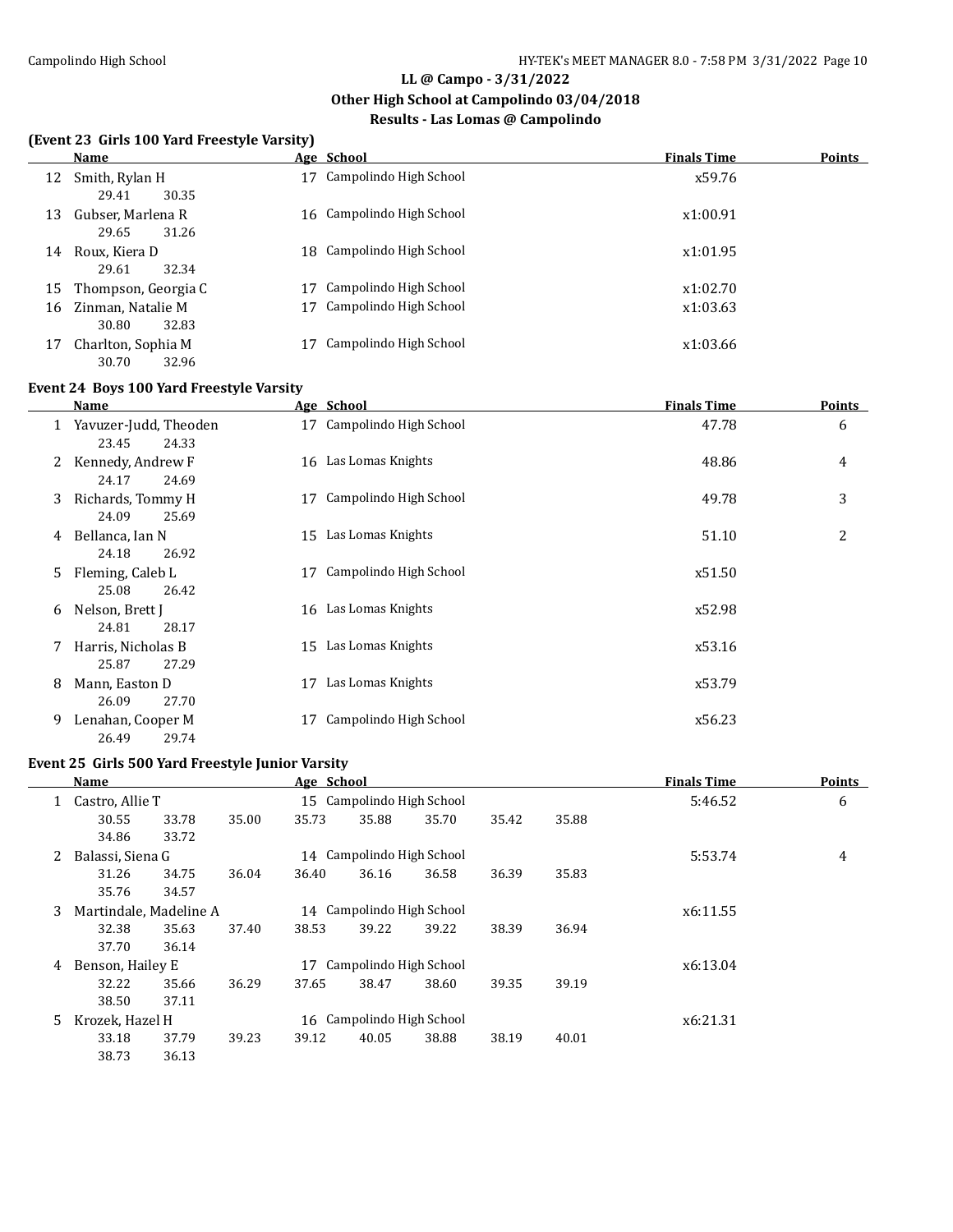## LL @ Campo - 3/31/2022
### Other High School at Campolindo 03/04/2018
### Results - Las Lomas @ Campolindo

**(Event 23 Girls 100 Yard Freestyle Varsity)**

| | Name | Age | School | Finals Time | Points |
|---|---|---|---|---|---|
| 12 | Smith, Rylan H | 17 | Campolindo High School | x59.76 | |
| | 29.41 30.35 | | | | |
| 13 | Gubser, Marlena R | 16 | Campolindo High School | x1:00.91 | |
| | 29.65 31.26 | | | | |
| 14 | Roux, Kiera D | 18 | Campolindo High School | x1:01.95 | |
| | 29.61 32.34 | | | | |
| 15 | Thompson, Georgia C | 17 | Campolindo High School | x1:02.70 | |
| 16 | Zinman, Natalie M | 17 | Campolindo High School | x1:03.63 | |
| | 30.80 32.83 | | | | |
| 17 | Charlton, Sophia M | 17 | Campolindo High School | x1:03.66 | |
| | 30.70 32.96 | | | | |

**Event 24 Boys 100 Yard Freestyle Varsity**

| | Name | Age | School | Finals Time | Points |
|---|---|---|---|---|---|
| 1 | Yavuzer-Judd, Theoden | 17 | Campolindo High School | 47.78 | 6 |
| | 23.45 24.33 | | | | |
| 2 | Kennedy, Andrew F | 16 | Las Lomas Knights | 48.86 | 4 |
| | 24.17 24.69 | | | | |
| 3 | Richards, Tommy H | 17 | Campolindo High School | 49.78 | 3 |
| | 24.09 25.69 | | | | |
| 4 | Bellanca, Ian N | 15 | Las Lomas Knights | 51.10 | 2 |
| | 24.18 26.92 | | | | |
| 5 | Fleming, Caleb L | 17 | Campolindo High School | x51.50 | |
| | 25.08 26.42 | | | | |
| 6 | Nelson, Brett J | 16 | Las Lomas Knights | x52.98 | |
| | 24.81 28.17 | | | | |
| 7 | Harris, Nicholas B | 15 | Las Lomas Knights | x53.16 | |
| | 25.87 27.29 | | | | |
| 8 | Mann, Easton D | 17 | Las Lomas Knights | x53.79 | |
| | 26.09 27.70 | | | | |
| 9 | Lenahan, Cooper M | 17 | Campolindo High School | x56.23 | |
| | 26.49 29.74 | | | | |

**Event 25 Girls 500 Yard Freestyle Junior Varsity**

| | Name | Age | School | Finals Time | Points |
|---|---|---|---|---|---|
| 1 | Castro, Allie T | 15 | Campolindo High School | 5:46.52 | 6 |
| | 30.55 33.78 35.00 35.73 35.88 35.70 35.42 35.88 34.86 33.72 | | | | |
| 2 | Balassi, Siena G | 14 | Campolindo High School | 5:53.74 | 4 |
| | 31.26 34.75 36.04 36.40 36.16 36.58 36.39 35.83 35.76 34.57 | | | | |
| 3 | Martindale, Madeline A | 14 | Campolindo High School | x6:11.55 | |
| | 32.38 35.63 37.40 38.53 39.22 39.22 38.39 36.94 37.70 36.14 | | | | |
| 4 | Benson, Hailey E | 17 | Campolindo High School | x6:13.04 | |
| | 32.22 35.66 36.29 37.65 38.47 38.60 39.35 39.19 38.50 37.11 | | | | |
| 5 | Krozek, Hazel H | 16 | Campolindo High School | x6:21.31 | |
| | 33.18 37.79 39.23 39.12 40.05 38.88 38.19 40.01 38.73 36.13 | | | | |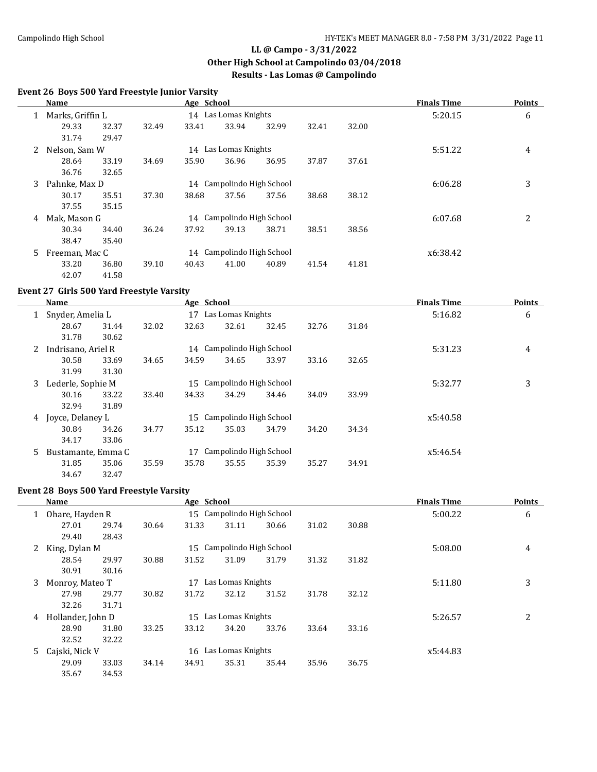**LL @ Campo - 3/31/2022**
**Other High School at Campolindo 03/04/2018**
**Results - Las Lomas @ Campolindo**

### Event 26 Boys 500 Yard Freestyle Junior Varsity

| | Name | Age | School | Finals Time | Points |
|---|---|---|---|---|---|
| 1 | Marks, Griffin L | 14 | Las Lomas Knights | 5:20.15 | 6 |
| | 29.33 32.37 32.49 33.41 33.94 32.99 32.41 32.00 31.74 29.47 | | | | |
| 2 | Nelson, Sam W | 14 | Las Lomas Knights | 5:51.22 | 4 |
| | 28.64 33.19 34.69 35.90 36.96 36.95 37.87 37.61 36.76 32.65 | | | | |
| 3 | Pahnke, Max D | 14 | Campolindo High School | 6:06.28 | 3 |
| | 30.17 35.51 37.30 38.68 37.56 37.56 38.68 38.12 37.55 35.15 | | | | |
| 4 | Mak, Mason G | 14 | Campolindo High School | 6:07.68 | 2 |
| | 30.34 34.40 36.24 37.92 39.13 38.71 38.51 38.56 38.47 35.40 | | | | |
| 5 | Freeman, Mac C | 14 | Campolindo High School | x6:38.42 | |
| | 33.20 36.80 39.10 40.43 41.00 40.89 41.54 41.81 42.07 41.58 | | | | |

### Event 27 Girls 500 Yard Freestyle Varsity

| | Name | Age | School | Finals Time | Points |
|---|---|---|---|---|---|
| 1 | Snyder, Amelia L | 17 | Las Lomas Knights | 5:16.82 | 6 |
| | 28.67 31.44 32.02 32.63 32.61 32.45 32.76 31.84 31.78 30.62 | | | | |
| 2 | Indrisano, Ariel R | 14 | Campolindo High School | 5:31.23 | 4 |
| | 30.58 33.69 34.65 34.59 34.65 33.97 33.16 32.65 31.99 31.30 | | | | |
| 3 | Lederle, Sophie M | 15 | Campolindo High School | 5:32.77 | 3 |
| | 30.16 33.22 33.40 34.33 34.29 34.46 34.09 33.99 32.94 31.89 | | | | |
| 4 | Joyce, Delaney L | 15 | Campolindo High School | x5:40.58 | |
| | 30.84 34.26 34.77 35.12 35.03 34.79 34.20 34.34 34.17 33.06 | | | | |
| 5 | Bustamante, Emma C | 17 | Campolindo High School | x5:46.54 | |
| | 31.85 35.06 35.59 35.78 35.55 35.39 35.27 34.91 34.67 32.47 | | | | |

### Event 28 Boys 500 Yard Freestyle Varsity

| | Name | Age | School | Finals Time | Points |
|---|---|---|---|---|---|
| 1 | Ohare, Hayden R | 15 | Campolindo High School | 5:00.22 | 6 |
| | 27.01 29.74 30.64 31.33 31.11 30.66 31.02 30.88 29.40 28.43 | | | | |
| 2 | King, Dylan M | 15 | Campolindo High School | 5:08.00 | 4 |
| | 28.54 29.97 30.88 31.52 31.09 31.79 31.32 31.82 30.91 30.16 | | | | |
| 3 | Monroy, Mateo T | 17 | Las Lomas Knights | 5:11.80 | 3 |
| | 27.98 29.77 30.82 31.72 32.12 31.52 31.78 32.12 32.26 31.71 | | | | |
| 4 | Hollander, John D | 15 | Las Lomas Knights | 5:26.57 | 2 |
| | 28.90 31.80 33.25 33.12 34.20 33.76 33.64 33.16 32.52 32.22 | | | | |
| 5 | Cajski, Nick V | 16 | Las Lomas Knights | x5:44.83 | |
| | 29.09 33.03 34.14 34.91 35.31 35.44 35.96 36.75 35.67 34.53 | | | | |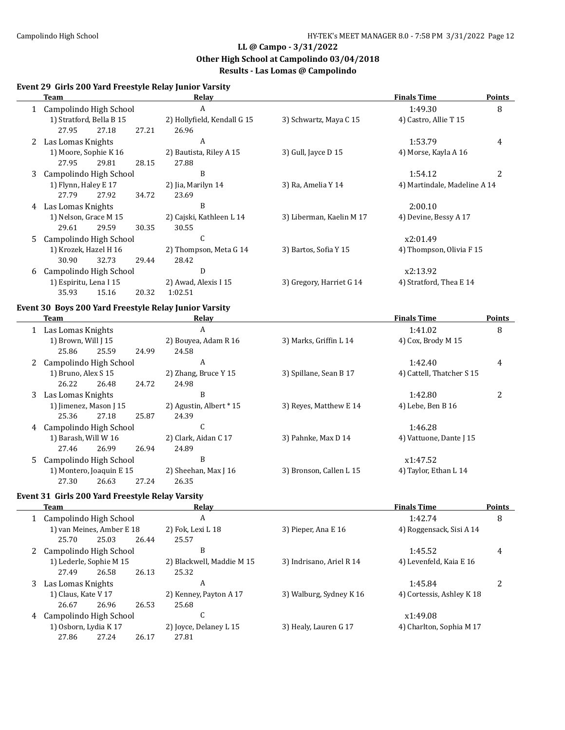# LL @ Campo - 3/31/2022
## Other High School at Campolindo 03/04/2018
## Results - Las Lomas @ Campolindo

### Event 29 Girls 200 Yard Freestyle Relay Junior Varsity

| | Team | Relay | | | Finals Time | Points |
|---|---|---|---|---|---|---|
| 1 | Campolindo High School | A | | | 1:49.30 | 8 |
| | 1) Stratford, Bella B 15 | 2) Hollyfield, Kendall G 15 | 3) Schwartz, Maya C 15 | 4) Castro, Allie T 15 | | |
| | 27.95 27.18 27.21 | 26.96 | | | | |
| 2 | Las Lomas Knights | A | | | 1:53.79 | 4 |
| | 1) Moore, Sophie K 16 | 2) Bautista, Riley A 15 | 3) Gull, Jayce D 15 | 4) Morse, Kayla A 16 | | |
| | 27.95 29.81 28.15 | 27.88 | | | | |
| 3 | Campolindo High School | B | | | 1:54.12 | 2 |
| | 1) Flynn, Haley E 17 | 2) Jia, Marilyn 14 | 3) Ra, Amelia Y 14 | 4) Martindale, Madeline A 14 | | |
| | 27.79 27.92 34.72 | 23.69 | | | | |
| 4 | Las Lomas Knights | B | | | 2:00.10 | |
| | 1) Nelson, Grace M 15 | 2) Cajski, Kathleen L 14 | 3) Liberman, Kaelin M 17 | 4) Devine, Bessy A 17 | | |
| | 29.61 29.59 30.35 | 30.55 | | | | |
| 5 | Campolindo High School | C | | | x2:01.49 | |
| | 1) Krozek, Hazel H 16 | 2) Thompson, Meta G 14 | 3) Bartos, Sofia Y 15 | 4) Thompson, Olivia F 15 | | |
| | 30.90 32.73 29.44 | 28.42 | | | | |
| 6 | Campolindo High School | D | | | x2:13.92 | |
| | 1) Espiritu, Lena I 15 | 2) Awad, Alexis I 15 | 3) Gregory, Harriet G 14 | 4) Stratford, Thea E 14 | | |
| | 35.93 15.16 20.32 | 1:02.51 | | | | |

### Event 30 Boys 200 Yard Freestyle Relay Junior Varsity

| | Team | Relay | | | Finals Time | Points |
|---|---|---|---|---|---|---|
| 1 | Las Lomas Knights | A | | | 1:41.02 | 8 |
| | 1) Brown, Will J 15 | 2) Bouyea, Adam R 16 | 3) Marks, Griffin L 14 | 4) Cox, Brody M 15 | | |
| | 25.86 25.59 24.99 | 24.58 | | | | |
| 2 | Campolindo High School | A | | | 1:42.40 | 4 |
| | 1) Bruno, Alex S 15 | 2) Zhang, Bruce Y 15 | 3) Spillane, Sean B 17 | 4) Cattell, Thatcher S 15 | | |
| | 26.22 26.48 24.72 | 24.98 | | | | |
| 3 | Las Lomas Knights | B | | | 1:42.80 | 2 |
| | 1) Jimenez, Mason J 15 | 2) Agustin, Albert * 15 | 3) Reyes, Matthew E 14 | 4) Lebe, Ben B 16 | | |
| | 25.36 27.18 25.87 | 24.39 | | | | |
| 4 | Campolindo High School | C | | | 1:46.28 | |
| | 1) Barash, Will W 16 | 2) Clark, Aidan C 17 | 3) Pahnke, Max D 14 | 4) Vattuone, Dante J 15 | | |
| | 27.46 26.99 26.94 | 24.89 | | | | |
| 5 | Campolindo High School | B | | | x1:47.52 | |
| | 1) Montero, Joaquin E 15 | 2) Sheehan, Max J 16 | 3) Bronson, Callen L 15 | 4) Taylor, Ethan L 14 | | |
| | 27.30 26.63 27.24 | 26.35 | | | | |

### Event 31 Girls 200 Yard Freestyle Relay Varsity

| | Team | Relay | | | Finals Time | Points |
|---|---|---|---|---|---|---|
| 1 | Campolindo High School | A | | | 1:42.74 | 8 |
| | 1) van Meines, Amber E 18 | 2) Fok, Lexi L 18 | 3) Pieper, Ana E 16 | 4) Roggensack, Sisi A 14 | | |
| | 25.70 25.03 26.44 | 25.57 | | | | |
| 2 | Campolindo High School | B | | | 1:45.52 | 4 |
| | 1) Lederle, Sophie M 15 | 2) Blackwell, Maddie M 15 | 3) Indrisano, Ariel R 14 | 4) Levenfeld, Kaia E 16 | | |
| | 27.49 26.58 26.13 | 25.32 | | | | |
| 3 | Las Lomas Knights | A | | | 1:45.84 | 2 |
| | 1) Claus, Kate V 17 | 2) Kenney, Payton A 17 | 3) Walburg, Sydney K 16 | 4) Cortessis, Ashley K 18 | | |
| | 26.67 26.96 26.53 | 25.68 | | | | |
| 4 | Campolindo High School | C | | | x1:49.08 | |
| | 1) Osborn, Lydia K 17 | 2) Joyce, Delaney L 15 | 3) Healy, Lauren G 17 | 4) Charlton, Sophia M 17 | | |
| | 27.86 27.24 26.17 | 27.81 | | | | |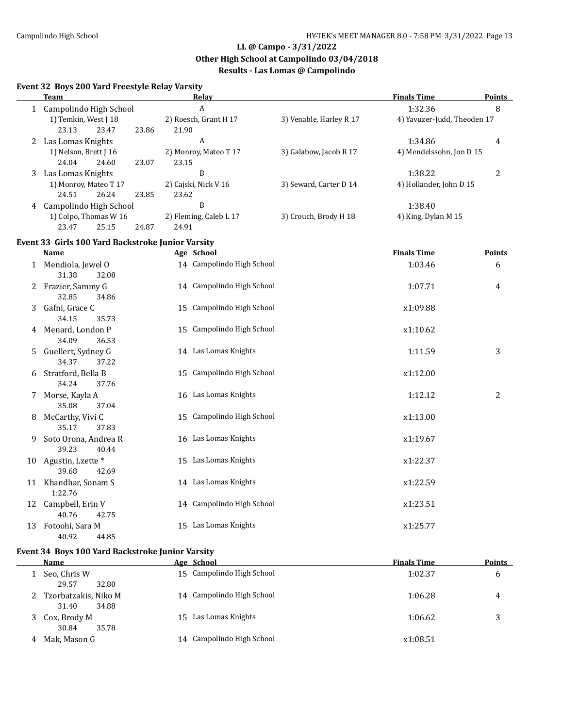## LL @ Campo - 3/31/2022
### Other High School at Campolindo 03/04/2018
### Results - Las Lomas @ Campolindo

**Event 32 Boys 200 Yard Freestyle Relay Varsity**

| | Team | Relay | | Finals Time | Points |
|---|---|---|---|---|---|
| 1 | Campolindo High School | A | | 1:32.36 | 8 |
| | 1) Temkin, West J 18 | 2) Roesch, Grant H 17 | 3) Venable, Harley R 17 | 4) Yavuzer-Judd, Theoden 17 | |
| | 23.13 23.47 23.86 21.90 | | | | |
| 2 | Las Lomas Knights | A | | 1:34.86 | 4 |
| | 1) Nelson, Brett J 16 | 2) Monroy, Mateo T 17 | 3) Galabow, Jacob R 17 | 4) Mendelssohn, Jon D 15 | |
| | 24.04 24.60 23.07 23.15 | | | | |
| 3 | Las Lomas Knights | B | | 1:38.22 | 2 |
| | 1) Monroy, Mateo T 17 | 2) Cajski, Nick V 16 | 3) Seward, Carter D 14 | 4) Hollander, John D 15 | |
| | 24.51 26.24 23.85 23.62 | | | | |
| 4 | Campolindo High School | B | | 1:38.40 | |
| | 1) Colpo, Thomas W 16 | 2) Fleming, Caleb L 17 | 3) Crouch, Brody H 18 | 4) King, Dylan M 15 | |
| | 23.47 25.15 24.87 24.91 | | | | |

**Event 33 Girls 100 Yard Backstroke Junior Varsity**

| | Name | Age | School | Finals Time | Points |
|---|---|---|---|---|---|
| 1 | Mendiola, Jewel O | 14 | Campolindo High School | 1:03.46 | 6 |
| | 31.38 32.08 | | | | |
| 2 | Frazier, Sammy G | 14 | Campolindo High School | 1:07.71 | 4 |
| | 32.85 34.86 | | | | |
| 3 | Gafni, Grace C | 15 | Campolindo High School | x1:09.88 | |
| | 34.15 35.73 | | | | |
| 4 | Menard, London P | 15 | Campolindo High School | x1:10.62 | |
| | 34.09 36.53 | | | | |
| 5 | Guellert, Sydney G | 14 | Las Lomas Knights | 1:11.59 | 3 |
| | 34.37 37.22 | | | | |
| 6 | Stratford, Bella B | 15 | Campolindo High School | x1:12.00 | |
| | 34.24 37.76 | | | | |
| 7 | Morse, Kayla A | 16 | Las Lomas Knights | 1:12.12 | 2 |
| | 35.08 37.04 | | | | |
| 8 | McCarthy, Vivi C | 15 | Campolindo High School | x1:13.00 | |
| | 35.17 37.83 | | | | |
| 9 | Soto Orona, Andrea R | 16 | Las Lomas Knights | x1:19.67 | |
| | 39.23 40.44 | | | | |
| 10 | Agustin, Lzette * | 15 | Las Lomas Knights | x1:22.37 | |
| | 39.68 42.69 | | | | |
| 11 | Khandhar, Sonam S | 14 | Las Lomas Knights | x1:22.59 | |
| | 1:22.76 | | | | |
| 12 | Campbell, Erin V | 14 | Campolindo High School | x1:23.51 | |
| | 40.76 42.75 | | | | |
| 13 | Fotoohi, Sara M | 15 | Las Lomas Knights | x1:25.77 | |
| | 40.92 44.85 | | | | |

**Event 34 Boys 100 Yard Backstroke Junior Varsity**

| | Name | Age | School | Finals Time | Points |
|---|---|---|---|---|---|
| 1 | Seo, Chris W | 15 | Campolindo High School | 1:02.37 | 6 |
| | 29.57 32.80 | | | | |
| 2 | Tzorbatzakis, Niko M | 14 | Campolindo High School | 1:06.28 | 4 |
| | 31.40 34.88 | | | | |
| 3 | Cox, Brody M | 15 | Las Lomas Knights | 1:06.62 | 3 |
| | 30.84 35.78 | | | | |
| 4 | Mak, Mason G | 14 | Campolindo High School | x1:08.51 | |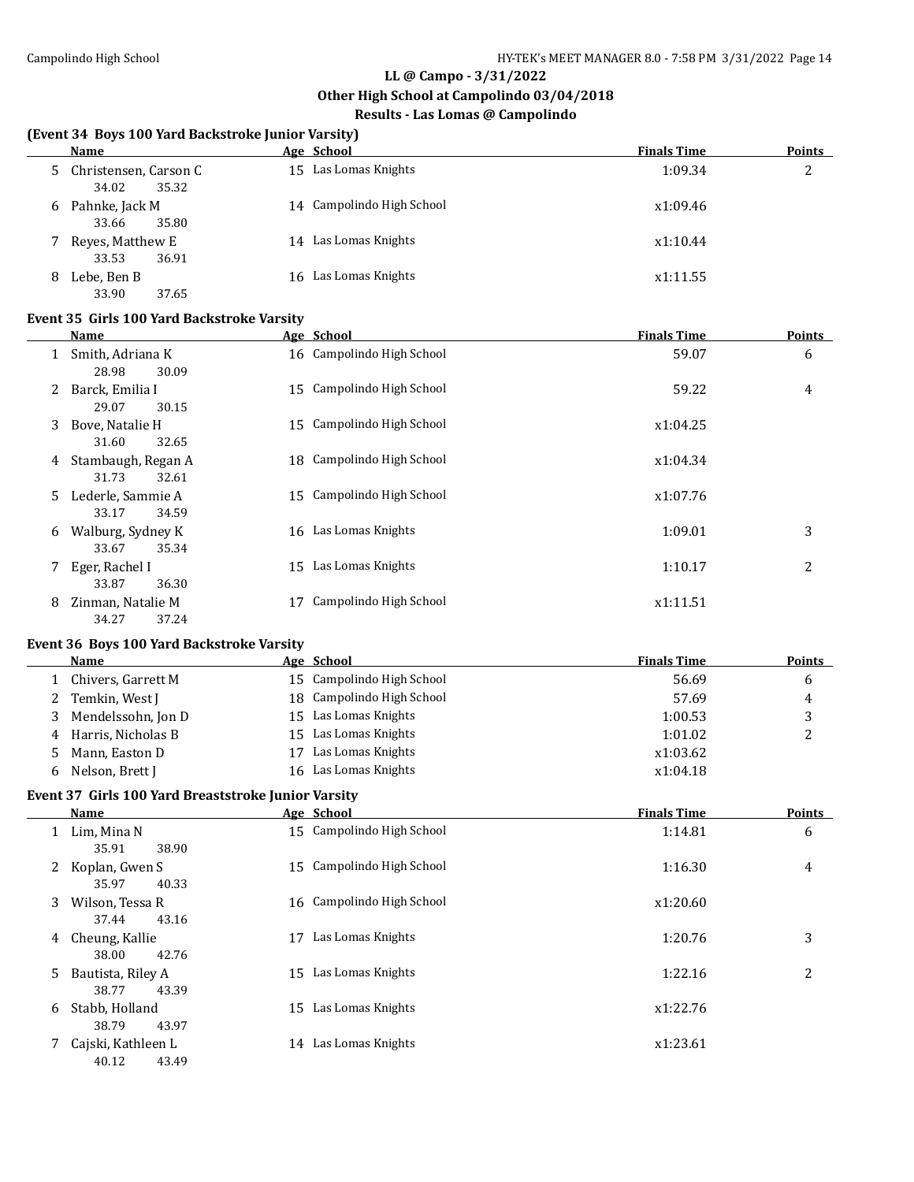**LL @ Campo - 3/31/2022**
**Other High School at Campolindo 03/04/2018**
**Results - Las Lomas @ Campolindo**

### (Event 34 Boys 100 Yard Backstroke Junior Varsity)

| | Name | Age | School | Finals Time | Points |
|---|---|---|---|---|---|
| 5 | Christensen, Carson C | 15 | Las Lomas Knights | 1:09.34 | 2 |
| | 34.02 35.32 | | | | |
| 6 | Pahnke, Jack M | 14 | Campolindo High School | x1:09.46 | |
| | 33.66 35.80 | | | | |
| 7 | Reyes, Matthew E | 14 | Las Lomas Knights | x1:10.44 | |
| | 33.53 36.91 | | | | |
| 8 | Lebe, Ben B | 16 | Las Lomas Knights | x1:11.55 | |
| | 33.90 37.65 | | | | |

### Event 35 Girls 100 Yard Backstroke Varsity

| | Name | Age | School | Finals Time | Points |
|---|---|---|---|---|---|
| 1 | Smith, Adriana K | 16 | Campolindo High School | 59.07 | 6 |
| | 28.98 30.09 | | | | |
| 2 | Barck, Emilia I | 15 | Campolindo High School | 59.22 | 4 |
| | 29.07 30.15 | | | | |
| 3 | Bove, Natalie H | 15 | Campolindo High School | x1:04.25 | |
| | 31.60 32.65 | | | | |
| 4 | Stambaugh, Regan A | 18 | Campolindo High School | x1:04.34 | |
| | 31.73 32.61 | | | | |
| 5 | Lederle, Sammie A | 15 | Campolindo High School | x1:07.76 | |
| | 33.17 34.59 | | | | |
| 6 | Walburg, Sydney K | 16 | Las Lomas Knights | 1:09.01 | 3 |
| | 33.67 35.34 | | | | |
| 7 | Eger, Rachel I | 15 | Las Lomas Knights | 1:10.17 | 2 |
| | 33.87 36.30 | | | | |
| 8 | Zinman, Natalie M | 17 | Campolindo High School | x1:11.51 | |
| | 34.27 37.24 | | | | |

### Event 36 Boys 100 Yard Backstroke Varsity

| | Name | Age | School | Finals Time | Points |
|---|---|---|---|---|---|
| 1 | Chivers, Garrett M | 15 | Campolindo High School | 56.69 | 6 |
| 2 | Temkin, West J | 18 | Campolindo High School | 57.69 | 4 |
| 3 | Mendelssohn, Jon D | 15 | Las Lomas Knights | 1:00.53 | 3 |
| 4 | Harris, Nicholas B | 15 | Las Lomas Knights | 1:01.02 | 2 |
| 5 | Mann, Easton D | 17 | Las Lomas Knights | x1:03.62 | |
| 6 | Nelson, Brett J | 16 | Las Lomas Knights | x1:04.18 | |

### Event 37 Girls 100 Yard Breaststroke Junior Varsity

| | Name | Age | School | Finals Time | Points |
|---|---|---|---|---|---|
| 1 | Lim, Mina N | 15 | Campolindo High School | 1:14.81 | 6 |
| | 35.91 38.90 | | | | |
| 2 | Koplan, Gwen S | 15 | Campolindo High School | 1:16.30 | 4 |
| | 35.97 40.33 | | | | |
| 3 | Wilson, Tessa R | 16 | Campolindo High School | x1:20.60 | |
| | 37.44 43.16 | | | | |
| 4 | Cheung, Kallie | 17 | Las Lomas Knights | 1:20.76 | 3 |
| | 38.00 42.76 | | | | |
| 5 | Bautista, Riley A | 15 | Las Lomas Knights | 1:22.16 | 2 |
| | 38.77 43.39 | | | | |
| 6 | Stabb, Holland | 15 | Las Lomas Knights | x1:22.76 | |
| | 38.79 43.97 | | | | |
| 7 | Cajski, Kathleen L | 14 | Las Lomas Knights | x1:23.61 | |
| | 40.12 43.49 | | | | |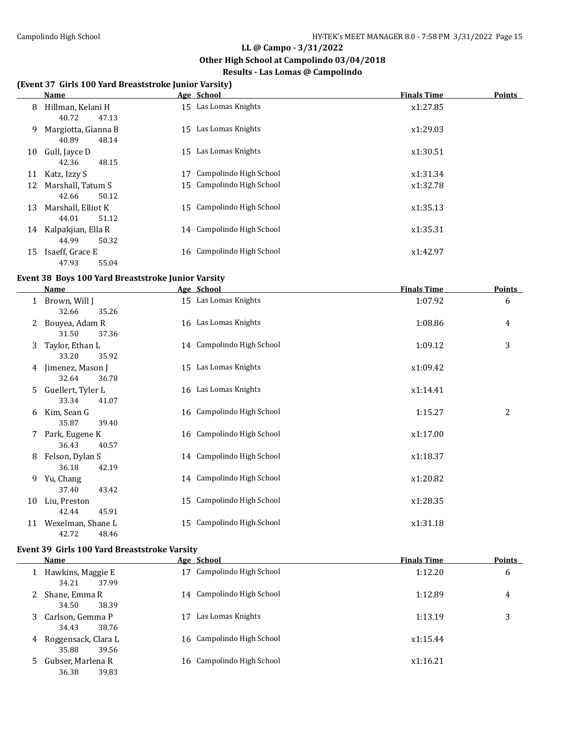## LL @ Campo - 3/31/2022

### Other High School at Campolindo 03/04/2018

### Results - Las Lomas @ Campolindo

#### (Event 37 Girls 100 Yard Breaststroke Junior Varsity)

| | Name | Age | School | Finals Time | Points |
|---|---|---|---|---|---|
| 8 | Hillman, Kelani H | 15 | Las Lomas Knights | x1:27.85 | |
| | 40.72 47.13 | | | | |
| 9 | Margiotta, Gianna B | 15 | Las Lomas Knights | x1:29.03 | |
| | 40.89 48.14 | | | | |
| 10 | Gull, Jayce D | 15 | Las Lomas Knights | x1:30.51 | |
| | 42.36 48.15 | | | | |
| 11 | Katz, Izzy S | 17 | Campolindo High School | x1:31.34 | |
| 12 | Marshall, Tatum S | 15 | Campolindo High School | x1:32.78 | |
| | 42.66 50.12 | | | | |
| 13 | Marshall, Elliot K | 15 | Campolindo High School | x1:35.13 | |
| | 44.01 51.12 | | | | |
| 14 | Kalpakjian, Ella R | 14 | Campolindo High School | x1:35.31 | |
| | 44.99 50.32 | | | | |
| 15 | Isaeff, Grace E | 16 | Campolindo High School | x1:42.97 | |
| | 47.93 55.04 | | | | |

#### Event 38 Boys 100 Yard Breaststroke Junior Varsity

| | Name | Age | School | Finals Time | Points |
|---|---|---|---|---|---|
| 1 | Brown, Will J | 15 | Las Lomas Knights | 1:07.92 | 6 |
| | 32.66 35.26 | | | | |
| 2 | Bouyea, Adam R | 16 | Las Lomas Knights | 1:08.86 | 4 |
| | 31.50 37.36 | | | | |
| 3 | Taylor, Ethan L | 14 | Campolindo High School | 1:09.12 | 3 |
| | 33.20 35.92 | | | | |
| 4 | Jimenez, Mason J | 15 | Las Lomas Knights | x1:09.42 | |
| | 32.64 36.78 | | | | |
| 5 | Guellert, Tyler L | 16 | Las Lomas Knights | x1:14.41 | |
| | 33.34 41.07 | | | | |
| 6 | Kim, Sean G | 16 | Campolindo High School | 1:15.27 | 2 |
| | 35.87 39.40 | | | | |
| 7 | Park, Eugene K | 16 | Campolindo High School | x1:17.00 | |
| | 36.43 40.57 | | | | |
| 8 | Felson, Dylan S | 14 | Campolindo High School | x1:18.37 | |
| | 36.18 42.19 | | | | |
| 9 | Yu, Chang | 14 | Campolindo High School | x1:20.82 | |
| | 37.40 43.42 | | | | |
| 10 | Liu, Preston | 15 | Campolindo High School | x1:28.35 | |
| | 42.44 45.91 | | | | |
| 11 | Wexelman, Shane L | 15 | Campolindo High School | x1:31.18 | |
| | 42.72 48.46 | | | | |

#### Event 39 Girls 100 Yard Breaststroke Varsity

| | Name | Age | School | Finals Time | Points |
|---|---|---|---|---|---|
| 1 | Hawkins, Maggie E | 17 | Campolindo High School | 1:12.20 | 6 |
| | 34.21 37.99 | | | | |
| 2 | Shane, Emma R | 14 | Campolindo High School | 1:12.89 | 4 |
| | 34.50 38.39 | | | | |
| 3 | Carlson, Gemma P | 17 | Las Lomas Knights | 1:13.19 | 3 |
| | 34.43 38.76 | | | | |
| 4 | Roggensack, Clara L | 16 | Campolindo High School | x1:15.44 | |
| | 35.88 39.56 | | | | |
| 5 | Gubser, Marlena R | 16 | Campolindo High School | x1:16.21 | |
| | 36.38 39.83 | | | | |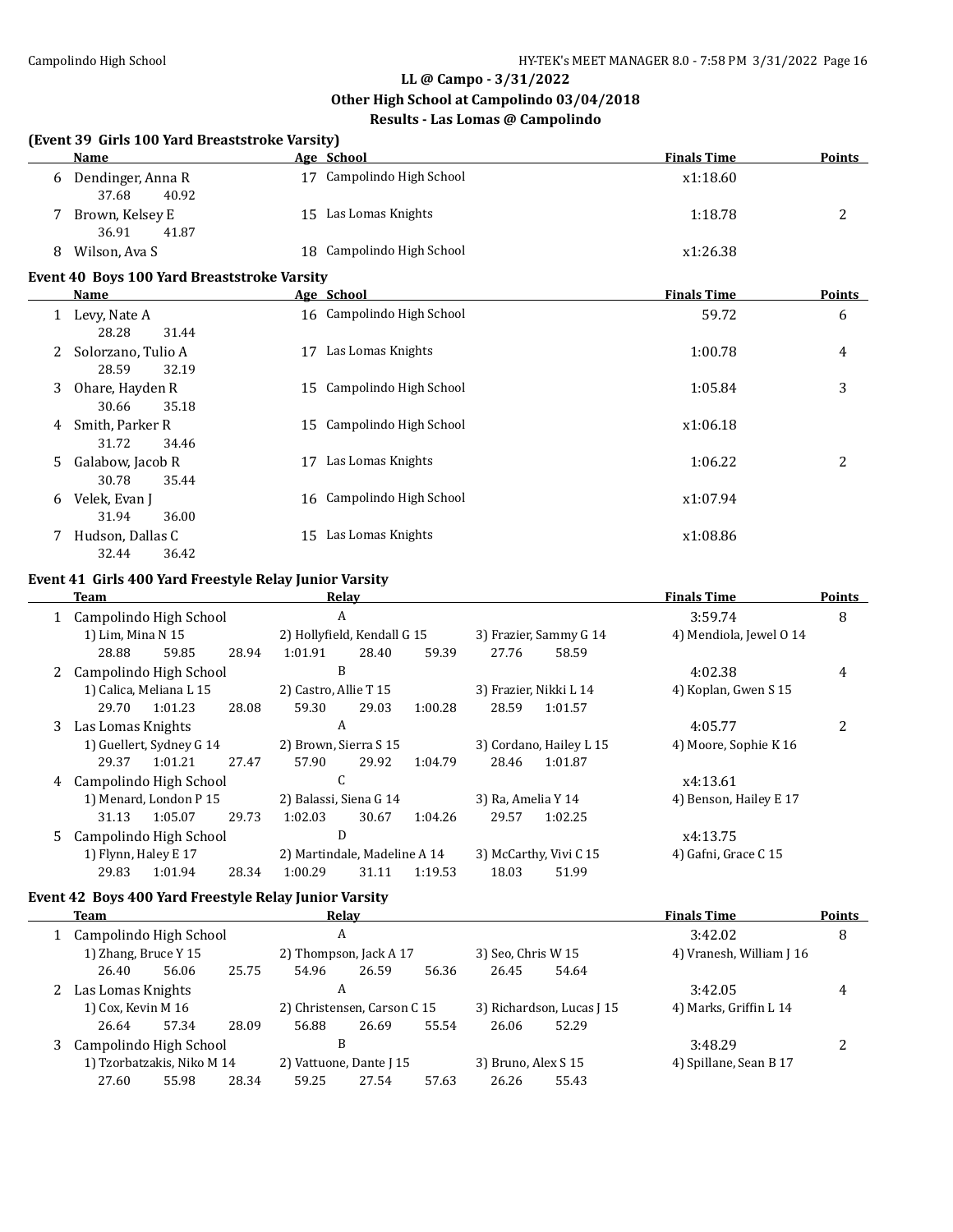## LL @ Campo - 3/31/2022
## Other High School at Campolindo 03/04/2018
## Results - Las Lomas @ Campolindo

### (Event 39 Girls 100 Yard Breaststroke Varsity)

| | Name | Age | School | Finals Time | Points |
|---|---|---|---|---|---|
| 6 | Dendinger, Anna R | 17 | Campolindo High School | x1:18.60 | |
| | 37.68 40.92 | | | | |
| 7 | Brown, Kelsey E | 15 | Las Lomas Knights | 1:18.78 | 2 |
| | 36.91 41.87 | | | | |
| 8 | Wilson, Ava S | 18 | Campolindo High School | x1:26.38 | |

### Event 40 Boys 100 Yard Breaststroke Varsity

| | Name | Age | School | Finals Time | Points |
|---|---|---|---|---|---|
| 1 | Levy, Nate A | 16 | Campolindo High School | 59.72 | 6 |
| | 28.28 31.44 | | | | |
| 2 | Solorzano, Tulio A | 17 | Las Lomas Knights | 1:00.78 | 4 |
| | 28.59 32.19 | | | | |
| 3 | Ohare, Hayden R | 15 | Campolindo High School | 1:05.84 | 3 |
| | 30.66 35.18 | | | | |
| 4 | Smith, Parker R | 15 | Campolindo High School | x1:06.18 | |
| | 31.72 34.46 | | | | |
| 5 | Galabow, Jacob R | 17 | Las Lomas Knights | 1:06.22 | 2 |
| | 30.78 35.44 | | | | |
| 6 | Velek, Evan J | 16 | Campolindo High School | x1:07.94 | |
| | 31.94 36.00 | | | | |
| 7 | Hudson, Dallas C | 15 | Las Lomas Knights | x1:08.86 | |
| | 32.44 36.42 | | | | |

### Event 41 Girls 400 Yard Freestyle Relay Junior Varsity

| | Team | Relay | | | Finals Time | Points |
|---|---|---|---|---|---|---|
| 1 | Campolindo High School | A | | | 3:59.74 | 8 |
| | 1) Lim, Mina N 15 | 2) Hollyfield, Kendall G 15 | 3) Frazier, Sammy G 14 | 4) Mendiola, Jewel O 14 | | |
| | 28.88 59.85 28.94 | 1:01.91 28.40 59.39 | 27.76 58.59 | | | |
| 2 | Campolindo High School | B | | | 4:02.38 | 4 |
| | 1) Calica, Meliana L 15 | 2) Castro, Allie T 15 | 3) Frazier, Nikki L 14 | 4) Koplan, Gwen S 15 | | |
| | 29.70 1:01.23 28.08 | 59.30 29.03 1:00.28 | 28.59 1:01.57 | | | |
| 3 | Las Lomas Knights | A | | | 4:05.77 | 2 |
| | 1) Guellert, Sydney G 14 | 2) Brown, Sierra S 15 | 3) Cordano, Hailey L 15 | 4) Moore, Sophie K 16 | | |
| | 29.37 1:01.21 27.47 | 57.90 29.92 1:04.79 | 28.46 1:01.87 | | | |
| 4 | Campolindo High School | C | | | x4:13.61 | |
| | 1) Menard, London P 15 | 2) Balassi, Siena G 14 | 3) Ra, Amelia Y 14 | 4) Benson, Hailey E 17 | | |
| | 31.13 1:05.07 29.73 | 1:02.03 30.67 1:04.26 | 29.57 1:02.25 | | | |
| 5 | Campolindo High School | D | | | x4:13.75 | |
| | 1) Flynn, Haley E 17 | 2) Martindale, Madeline A 14 | 3) McCarthy, Vivi C 15 | 4) Gafni, Grace C 15 | | |
| | 29.83 1:01.94 28.34 | 1:00.29 31.11 1:19.53 | 18.03 51.99 | | | |

### Event 42 Boys 400 Yard Freestyle Relay Junior Varsity

| | Team | Relay | | | Finals Time | Points |
|---|---|---|---|---|---|---|
| 1 | Campolindo High School | A | | | 3:42.02 | 8 |
| | 1) Zhang, Bruce Y 15 | 2) Thompson, Jack A 17 | 3) Seo, Chris W 15 | 4) Vranesh, William J 16 | | |
| | 26.40 56.06 25.75 | 54.96 26.59 56.36 | 26.45 54.64 | | | |
| 2 | Las Lomas Knights | A | | | 3:42.05 | 4 |
| | 1) Cox, Kevin M 16 | 2) Christensen, Carson C 15 | 3) Richardson, Lucas J 15 | 4) Marks, Griffin L 14 | | |
| | 26.64 57.34 28.09 | 56.88 26.69 55.54 | 26.06 52.29 | | | |
| 3 | Campolindo High School | B | | | 3:48.29 | 2 |
| | 1) Tzorbatzakis, Niko M 14 | 2) Vattuone, Dante J 15 | 3) Bruno, Alex S 15 | 4) Spillane, Sean B 17 | | |
| | 27.60 55.98 28.34 | 59.25 27.54 57.63 | 26.26 55.43 | | | |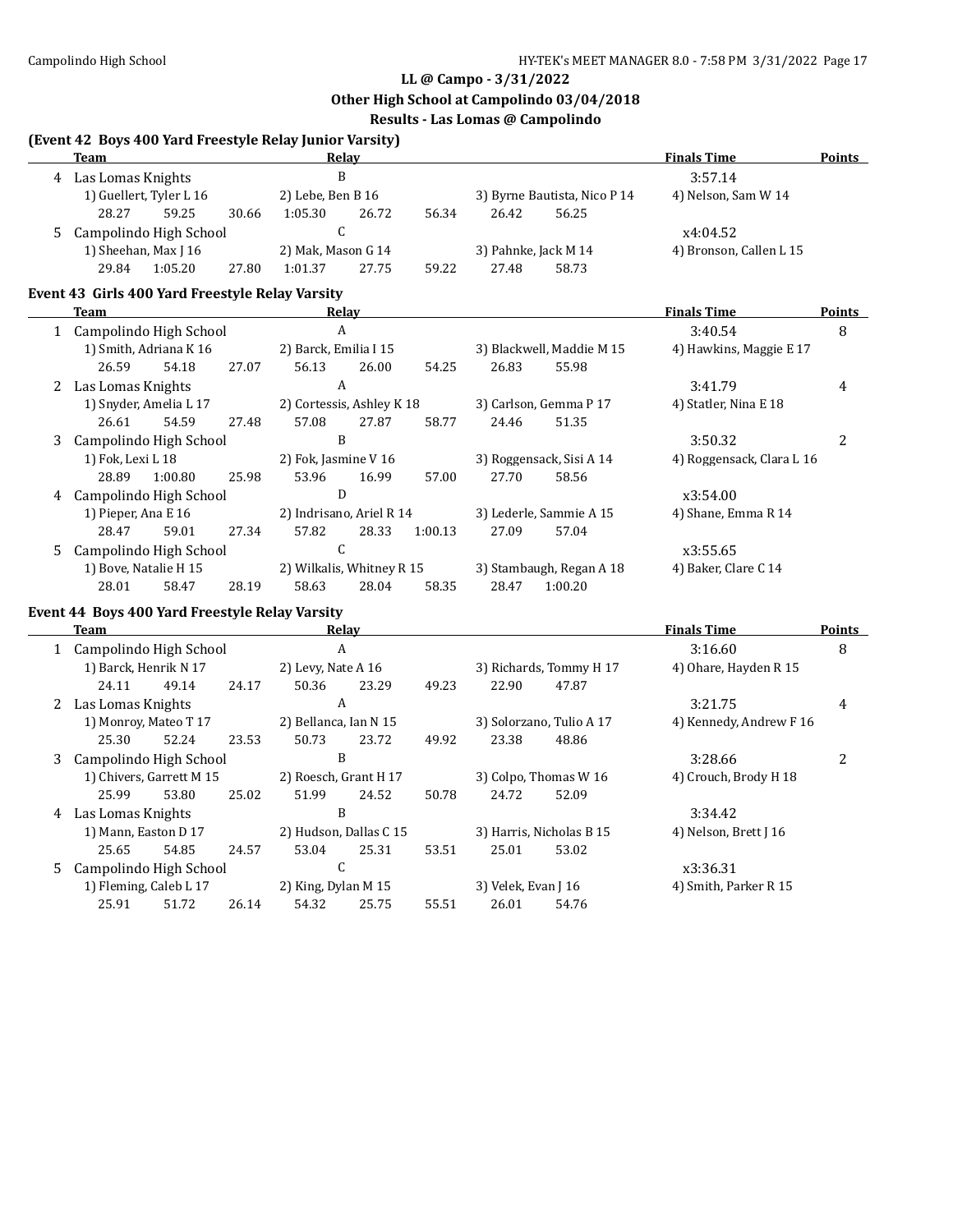LL @ Campo - 3/31/2022

Other High School at Campolindo 03/04/2018

Results - Las Lomas @ Campolindo

### (Event 42 Boys 400 Yard Freestyle Relay Junior Varsity)

| | Team | Relay | | Finals Time | Points |
|---|---|---|---|---|---|
| 4 | Las Lomas Knights | B | | 3:57.14 | |
| | 1) Guellert, Tyler L 16 | 2) Lebe, Ben B 16 | 3) Byrne Bautista, Nico P 14 | 4) Nelson, Sam W 14 | |
| | 28.27 59.25 | 30.66 1:05.30 | 26.72 56.34 | 26.42 56.25 | |
| 5 | Campolindo High School | C | | x4:04.52 | |
| | 1) Sheehan, Max J 16 | 2) Mak, Mason G 14 | 3) Pahnke, Jack M 14 | 4) Bronson, Callen L 15 | |
| | 29.84 1:05.20 | 27.80 1:01.37 | 27.75 59.22 | 27.48 58.73 | |

### Event 43 Girls 400 Yard Freestyle Relay Varsity

| | Team | Relay | | Finals Time | Points |
|---|---|---|---|---|---|
| 1 | Campolindo High School | A | | 3:40.54 | 8 |
| | 1) Smith, Adriana K 16 | 2) Barck, Emilia I 15 | 3) Blackwell, Maddie M 15 | 4) Hawkins, Maggie E 17 | |
| | 26.59 54.18 | 27.07 56.13 | 26.00 54.25 | 26.83 55.98 | |
| 2 | Las Lomas Knights | A | | 3:41.79 | 4 |
| | 1) Snyder, Amelia L 17 | 2) Cortessis, Ashley K 18 | 3) Carlson, Gemma P 17 | 4) Statler, Nina E 18 | |
| | 26.61 54.59 | 27.48 57.08 | 27.87 58.77 | 24.46 51.35 | |
| 3 | Campolindo High School | B | | 3:50.32 | 2 |
| | 1) Fok, Lexi L 18 | 2) Fok, Jasmine V 16 | 3) Roggensack, Sisi A 14 | 4) Roggensack, Clara L 16 | |
| | 28.89 1:00.80 | 25.98 53.96 | 16.99 57.00 | 27.70 58.56 | |
| 4 | Campolindo High School | D | | x3:54.00 | |
| | 1) Pieper, Ana E 16 | 2) Indrisano, Ariel R 14 | 3) Lederle, Sammie A 15 | 4) Shane, Emma R 14 | |
| | 28.47 59.01 | 27.34 57.82 | 28.33 1:00.13 | 27.09 57.04 | |
| 5 | Campolindo High School | C | | x3:55.65 | |
| | 1) Bove, Natalie H 15 | 2) Wilkalis, Whitney R 15 | 3) Stambaugh, Regan A 18 | 4) Baker, Clare C 14 | |
| | 28.01 58.47 | 28.19 58.63 | 28.04 58.35 | 28.47 1:00.20 | |

### Event 44 Boys 400 Yard Freestyle Relay Varsity

| | Team | Relay | | Finals Time | Points |
|---|---|---|---|---|---|
| 1 | Campolindo High School | A | | 3:16.60 | 8 |
| | 1) Barck, Henrik N 17 | 2) Levy, Nate A 16 | 3) Richards, Tommy H 17 | 4) Ohare, Hayden R 15 | |
| | 24.11 49.14 | 24.17 50.36 | 23.29 49.23 | 22.90 47.87 | |
| 2 | Las Lomas Knights | A | | 3:21.75 | 4 |
| | 1) Monroy, Mateo T 17 | 2) Bellanca, Ian N 15 | 3) Solorzano, Tulio A 17 | 4) Kennedy, Andrew F 16 | |
| | 25.30 52.24 | 23.53 50.73 | 23.72 49.92 | 23.38 48.86 | |
| 3 | Campolindo High School | B | | 3:28.66 | 2 |
| | 1) Chivers, Garrett M 15 | 2) Roesch, Grant H 17 | 3) Colpo, Thomas W 16 | 4) Crouch, Brody H 18 | |
| | 25.99 53.80 | 25.02 51.99 | 24.52 50.78 | 24.72 52.09 | |
| 4 | Las Lomas Knights | B | | 3:34.42 | |
| | 1) Mann, Easton D 17 | 2) Hudson, Dallas C 15 | 3) Harris, Nicholas B 15 | 4) Nelson, Brett J 16 | |
| | 25.65 54.85 | 24.57 53.04 | 25.31 53.51 | 25.01 53.02 | |
| 5 | Campolindo High School | C | | x3:36.31 | |
| | 1) Fleming, Caleb L 17 | 2) King, Dylan M 15 | 3) Velek, Evan J 16 | 4) Smith, Parker R 15 | |
| | 25.91 51.72 | 26.14 54.32 | 25.75 55.51 | 26.01 54.76 | |